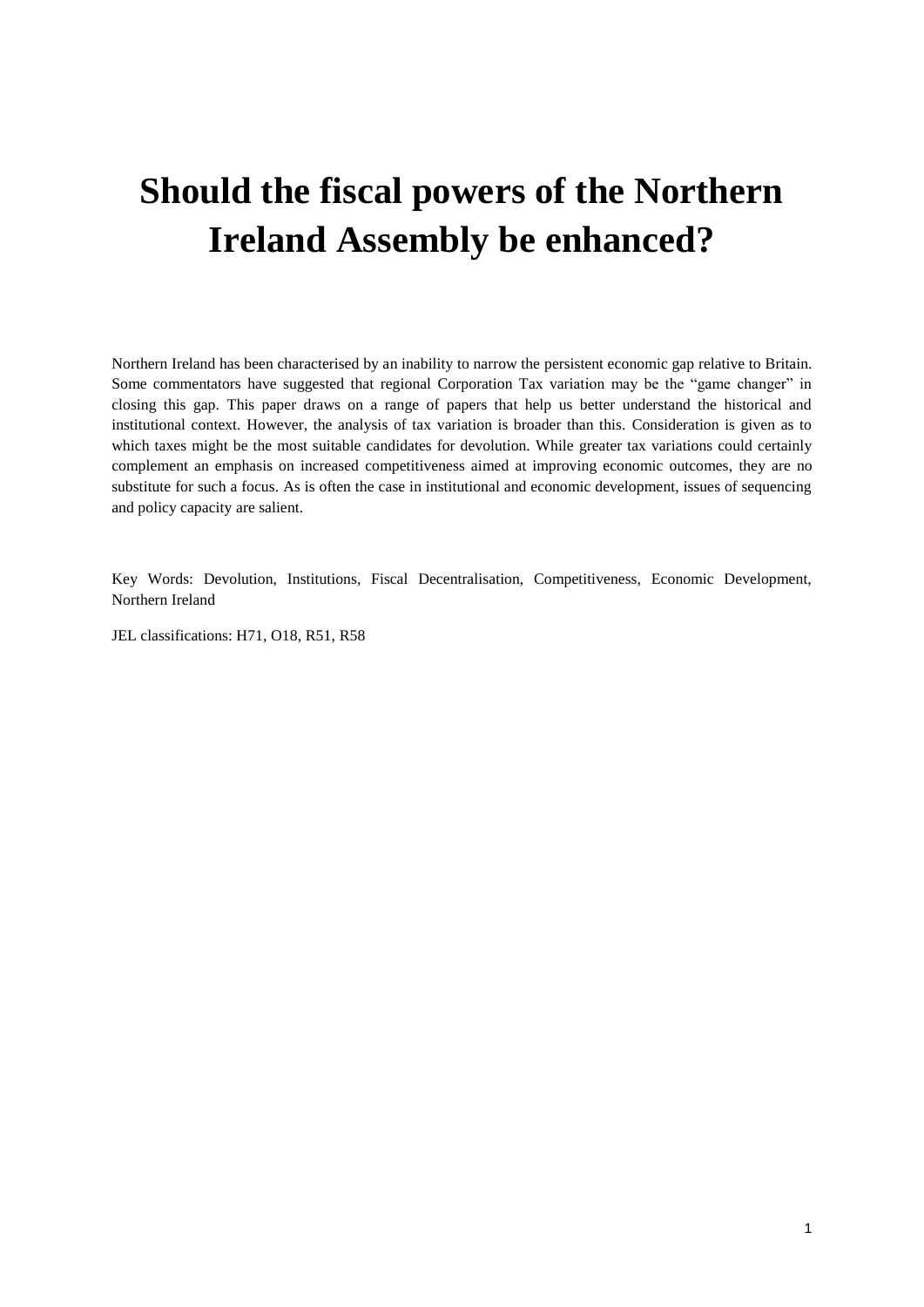# Should the fiscal powers of the Northern Ireland Assembly be enhanced?

Northern Ireland has been characterised by an inability to narrow the persistent economic gap relative to Britain. Some commentators have suggested that regional Corporation Tax variation may be the "game changer" in closing this gap. This paper draws on a range of papers that help us better understand the historical and institutional context. However, the analysis of tax variation is broader than this. Consideration is given as to which taxes might be the most suitable candidates for devolution. While greater tax variations could certainly complement an emphasis on increased competitiveness aimed at improving economic outcomes, they are no substitute for such a focus. As is often the case in institutional and economic development, issues of sequencing and policy capacity are salient.

Key Words: Devolution, Institutions, Fiscal Decentralisation, Competitiveness, Economic Development, Northern Ireland

JEL classifications: H71, O18, R51, R58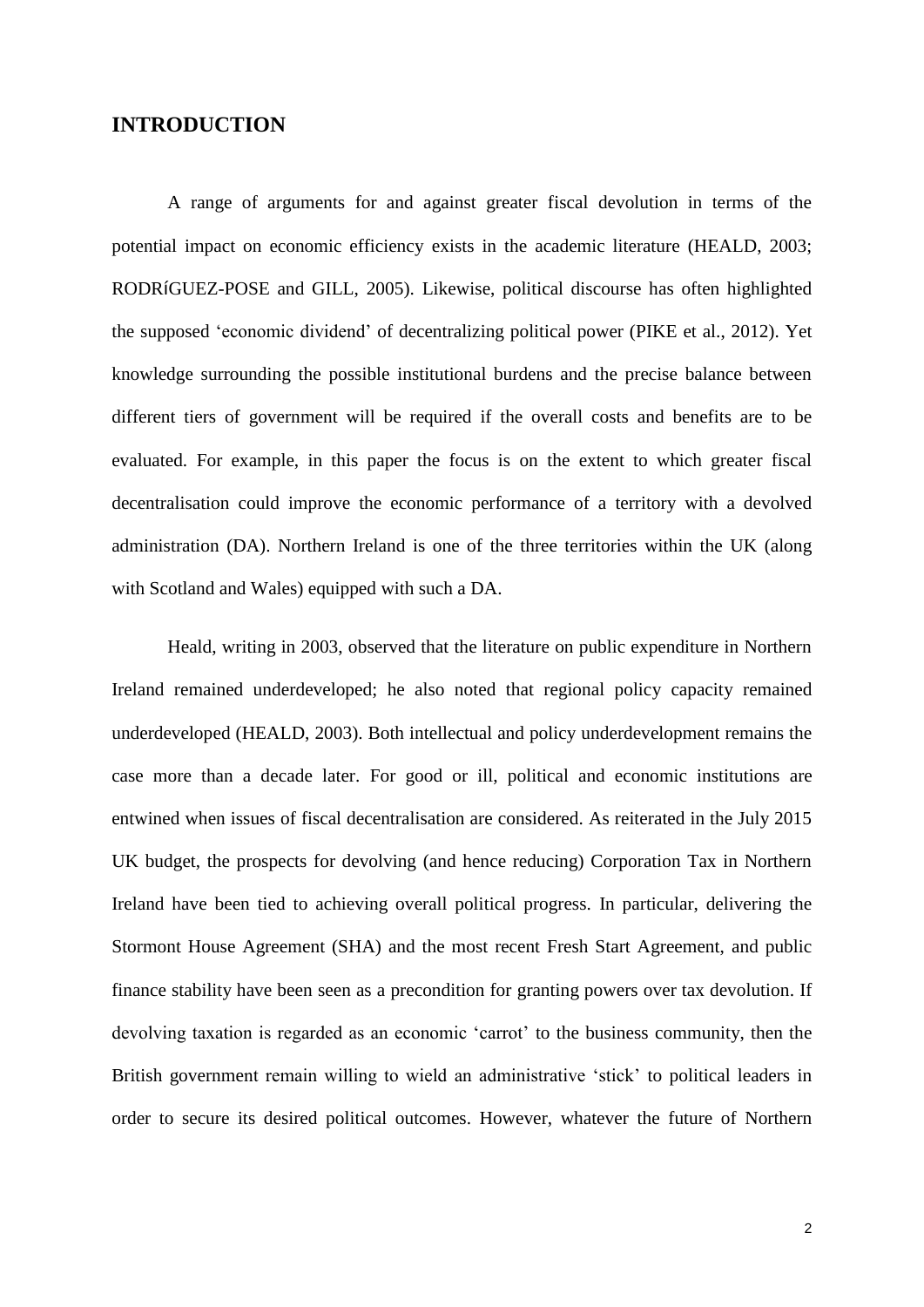## INTRODUCTION

A range of arguments for and against greater fiscal devolution in terms of the potential impact on economic efficiency exists in the academic literature (HEALD, 2003; RODRÍGUEZ-POSE and GILL, 2005). Likewise, political discourse has often highlighted the supposed 'economic dividend' of decentralizing political power (PIKE et al., 2012). Yet knowledge surrounding the possible institutional burdens and the precise balance between different tiers of government will be required if the overall costs and benefits are to be evaluated. For example, in this paper the focus is on the extent to which greater fiscal decentralisation could improve the economic performance of a territory with a devolved administration (DA). Northern Ireland is one of the three territories within the UK (along with Scotland and Wales) equipped with such a DA.

Heald, writing in 2003, observed that the literature on public expenditure in Northern Ireland remained underdeveloped; he also noted that regional policy capacity remained underdeveloped (HEALD, 2003). Both intellectual and policy underdevelopment remains the case more than a decade later. For good or ill, political and economic institutions are entwined when issues of fiscal decentralisation are considered. As reiterated in the July 2015 UK budget, the prospects for devolving (and hence reducing) Corporation Tax in Northern Ireland have been tied to achieving overall political progress. In particular, delivering the Stormont House Agreement (SHA) and the most recent Fresh Start Agreement, and public finance stability have been seen as a precondition for granting powers over tax devolution. If devolving taxation is regarded as an economic 'carrot' to the business community, then the British government remain willing to wield an administrative 'stick' to political leaders in order to secure its desired political outcomes. However, whatever the future of Northern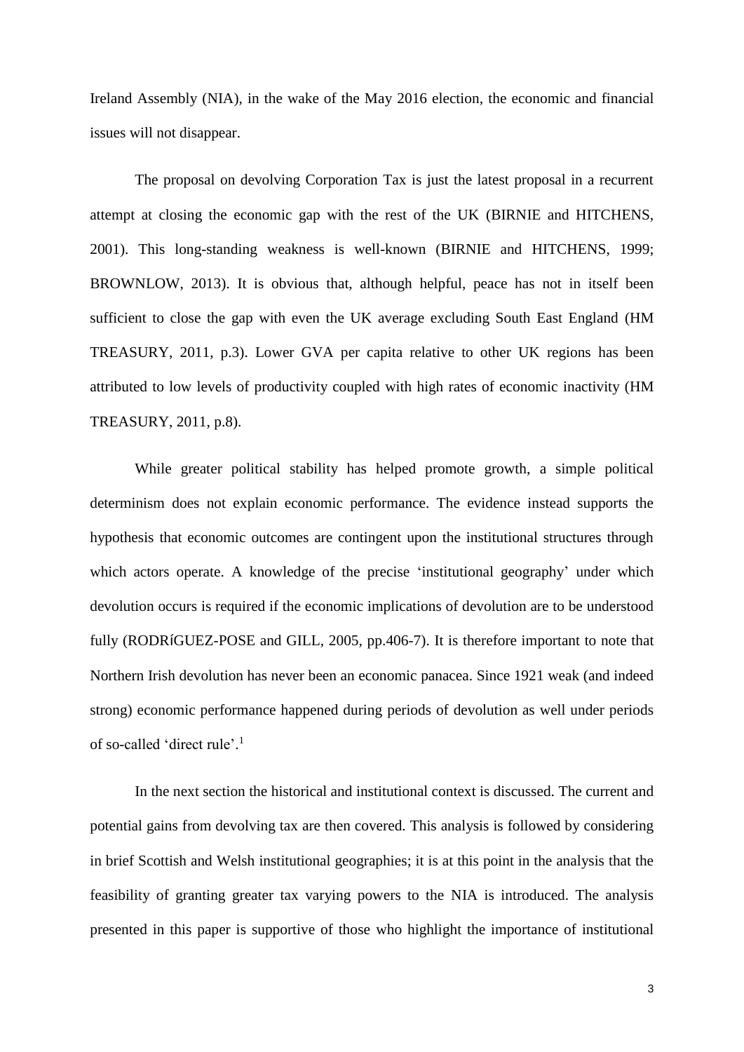Ireland Assembly (NIA), in the wake of the May 2016 election, the economic and financial issues will not disappear.

The proposal on devolving Corporation Tax is just the latest proposal in a recurrent attempt at closing the economic gap with the rest of the UK (BIRNIE and HITCHENS, 2001). This long-standing weakness is well-known (BIRNIE and HITCHENS, 1999; BROWNLOW, 2013). It is obvious that, although helpful, peace has not in itself been sufficient to close the gap with even the UK average excluding South East England (HM TREASURY, 2011, p.3). Lower GVA per capita relative to other UK regions has been attributed to low levels of productivity coupled with high rates of economic inactivity (HM TREASURY, 2011, p.8).

While greater political stability has helped promote growth, a simple political determinism does not explain economic performance. The evidence instead supports the hypothesis that economic outcomes are contingent upon the institutional structures through which actors operate. A knowledge of the precise 'institutional geography' under which devolution occurs is required if the economic implications of devolution are to be understood fully (RODRíGUEZ-POSE and GILL, 2005, pp.406-7). It is therefore important to note that Northern Irish devolution has never been an economic panacea. Since 1921 weak (and indeed strong) economic performance happened during periods of devolution as well under periods of so-called 'direct rule'.[1]

In the next section the historical and institutional context is discussed. The current and potential gains from devolving tax are then covered. This analysis is followed by considering in brief Scottish and Welsh institutional geographies; it is at this point in the analysis that the feasibility of granting greater tax varying powers to the NIA is introduced. The analysis presented in this paper is supportive of those who highlight the importance of institutional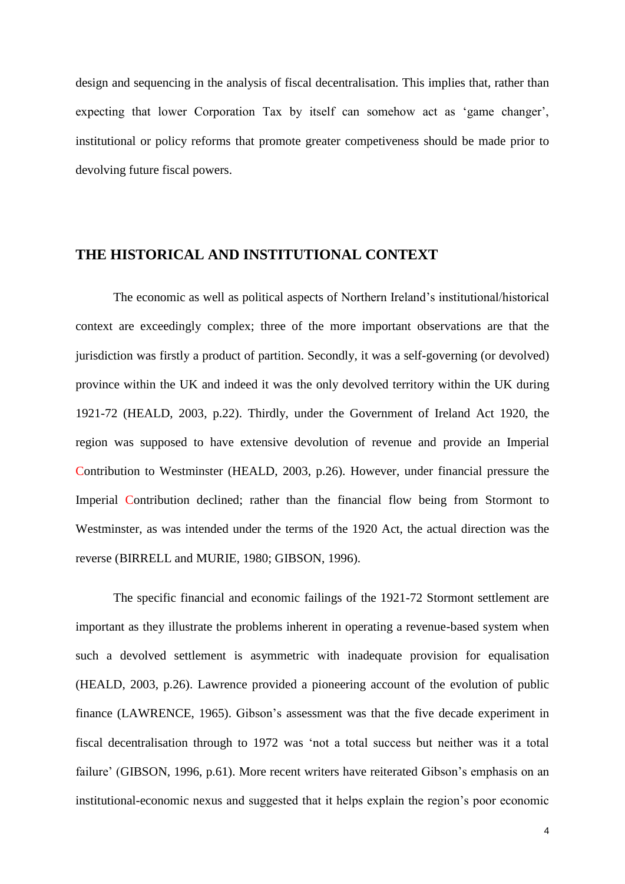design and sequencing in the analysis of fiscal decentralisation. This implies that, rather than expecting that lower Corporation Tax by itself can somehow act as 'game changer', institutional or policy reforms that promote greater competiveness should be made prior to devolving future fiscal powers.

## THE HISTORICAL AND INSTITUTIONAL CONTEXT

The economic as well as political aspects of Northern Ireland's institutional/historical context are exceedingly complex; three of the more important observations are that the jurisdiction was firstly a product of partition. Secondly, it was a self-governing (or devolved) province within the UK and indeed it was the only devolved territory within the UK during 1921-72 (HEALD, 2003, p.22). Thirdly, under the Government of Ireland Act 1920, the region was supposed to have extensive devolution of revenue and provide an Imperial Contribution to Westminster (HEALD, 2003, p.26). However, under financial pressure the Imperial Contribution declined; rather than the financial flow being from Stormont to Westminster, as was intended under the terms of the 1920 Act, the actual direction was the reverse (BIRRELL and MURIE, 1980; GIBSON, 1996).

The specific financial and economic failings of the 1921-72 Stormont settlement are important as they illustrate the problems inherent in operating a revenue-based system when such a devolved settlement is asymmetric with inadequate provision for equalisation (HEALD, 2003, p.26). Lawrence provided a pioneering account of the evolution of public finance (LAWRENCE, 1965). Gibson's assessment was that the five decade experiment in fiscal decentralisation through to 1972 was 'not a total success but neither was it a total failure' (GIBSON, 1996, p.61). More recent writers have reiterated Gibson's emphasis on an institutional-economic nexus and suggested that it helps explain the region's poor economic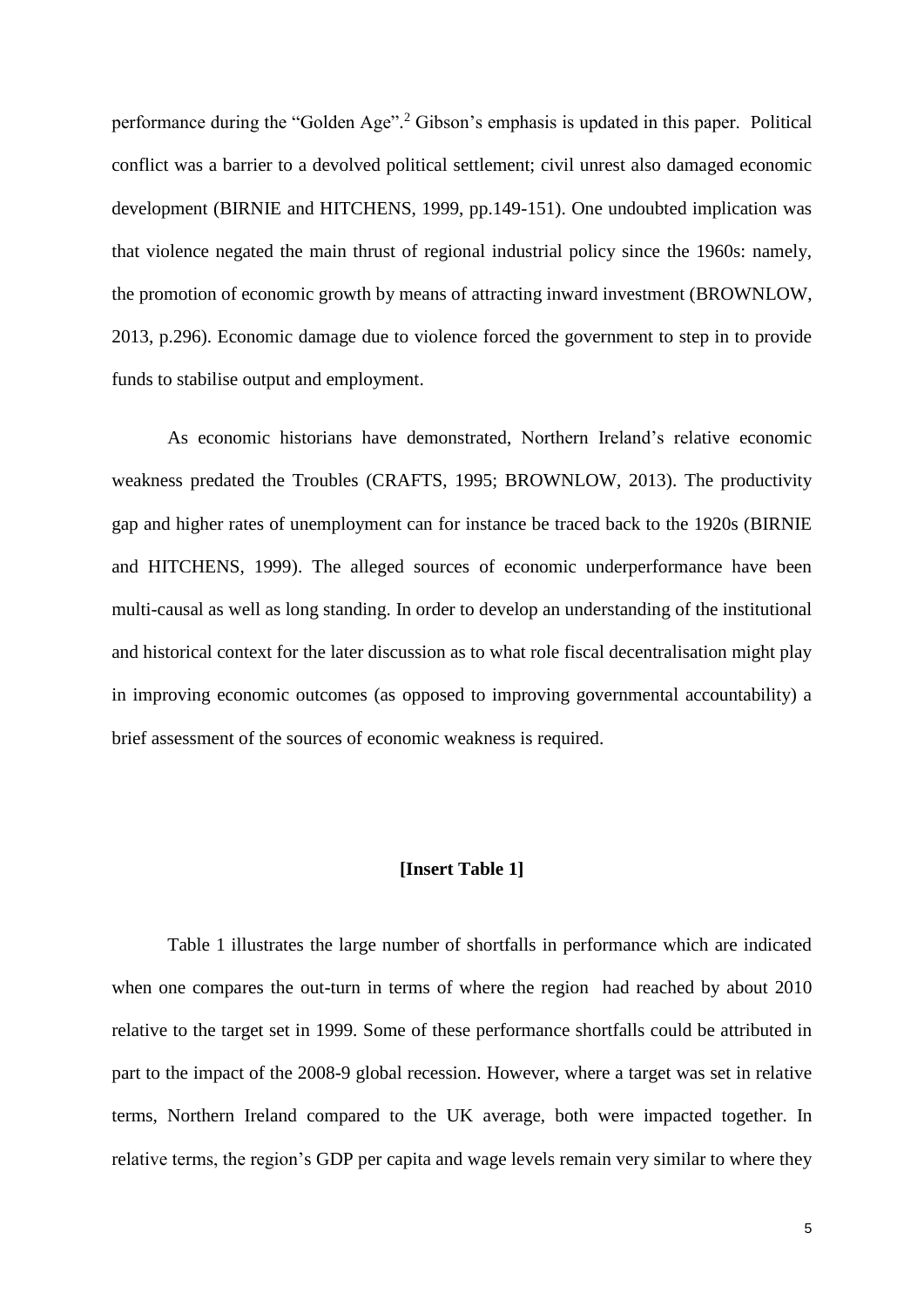performance during the "Golden Age".[2] Gibson's emphasis is updated in this paper. Political conflict was a barrier to a devolved political settlement; civil unrest also damaged economic development (BIRNIE and HITCHENS, 1999, pp.149-151). One undoubted implication was that violence negated the main thrust of regional industrial policy since the 1960s: namely, the promotion of economic growth by means of attracting inward investment (BROWNLOW, 2013, p.296). Economic damage due to violence forced the government to step in to provide funds to stabilise output and employment.

As economic historians have demonstrated, Northern Ireland's relative economic weakness predated the Troubles (CRAFTS, 1995; BROWNLOW, 2013). The productivity gap and higher rates of unemployment can for instance be traced back to the 1920s (BIRNIE and HITCHENS, 1999). The alleged sources of economic underperformance have been multi-causal as well as long standing. In order to develop an understanding of the institutional and historical context for the later discussion as to what role fiscal decentralisation might play in improving economic outcomes (as opposed to improving governmental accountability) a brief assessment of the sources of economic weakness is required.

**[Insert Table 1]**

Table 1 illustrates the large number of shortfalls in performance which are indicated when one compares the out-turn in terms of where the region had reached by about 2010 relative to the target set in 1999. Some of these performance shortfalls could be attributed in part to the impact of the 2008-9 global recession. However, where a target was set in relative terms, Northern Ireland compared to the UK average, both were impacted together. In relative terms, the region's GDP per capita and wage levels remain very similar to where they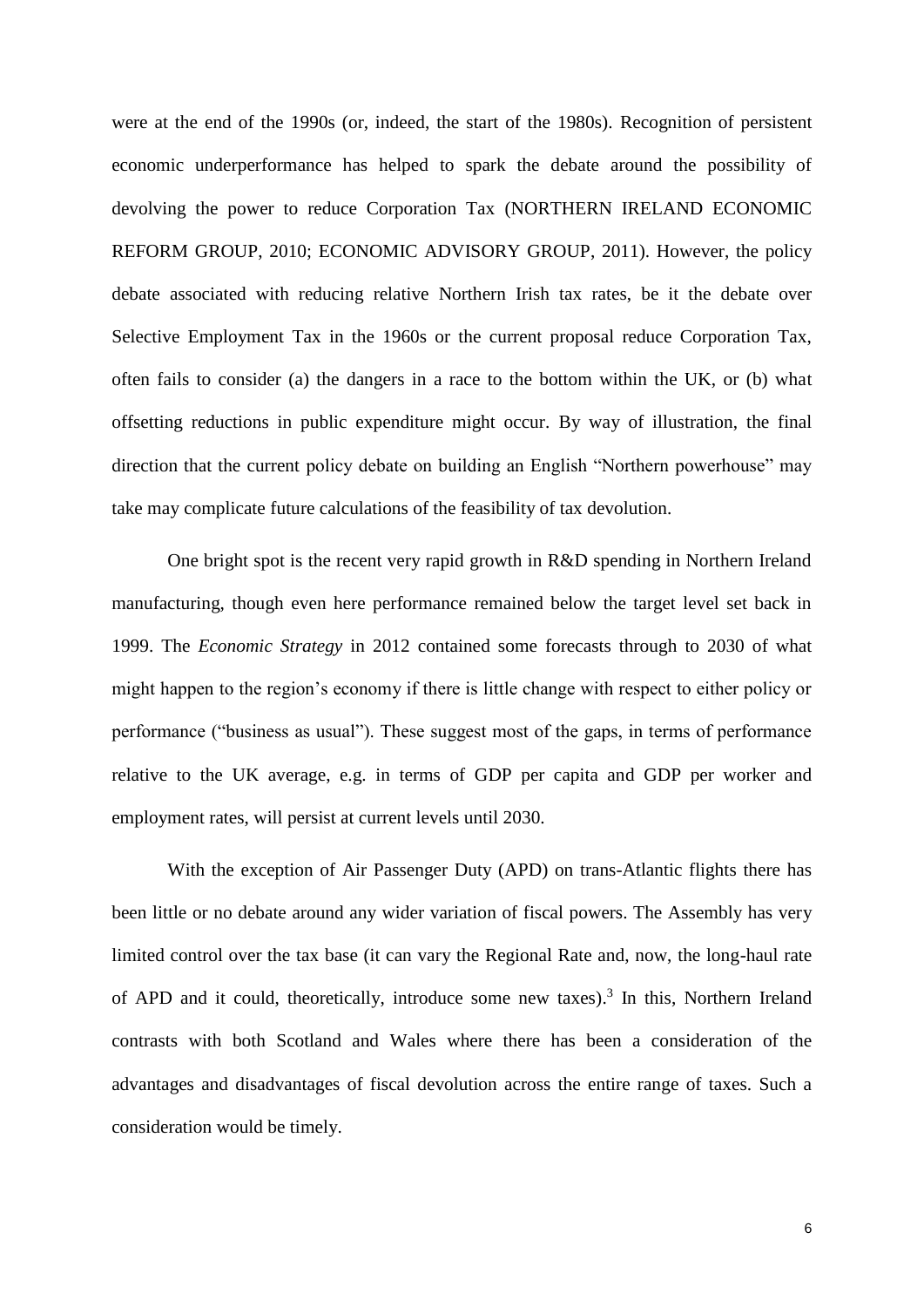were at the end of the 1990s (or, indeed, the start of the 1980s). Recognition of persistent economic underperformance has helped to spark the debate around the possibility of devolving the power to reduce Corporation Tax (NORTHERN IRELAND ECONOMIC REFORM GROUP, 2010; ECONOMIC ADVISORY GROUP, 2011). However, the policy debate associated with reducing relative Northern Irish tax rates, be it the debate over Selective Employment Tax in the 1960s or the current proposal reduce Corporation Tax, often fails to consider (a) the dangers in a race to the bottom within the UK, or (b) what offsetting reductions in public expenditure might occur. By way of illustration, the final direction that the current policy debate on building an English "Northern powerhouse" may take may complicate future calculations of the feasibility of tax devolution.

One bright spot is the recent very rapid growth in R&D spending in Northern Ireland manufacturing, though even here performance remained below the target level set back in 1999. The *Economic Strategy* in 2012 contained some forecasts through to 2030 of what might happen to the region's economy if there is little change with respect to either policy or performance ("business as usual"). These suggest most of the gaps, in terms of performance relative to the UK average, e.g. in terms of GDP per capita and GDP per worker and employment rates, will persist at current levels until 2030.

With the exception of Air Passenger Duty (APD) on trans-Atlantic flights there has been little or no debate around any wider variation of fiscal powers. The Assembly has very limited control over the tax base (it can vary the Regional Rate and, now, the long-haul rate of APD and it could, theoretically, introduce some new taxes).[3] In this, Northern Ireland contrasts with both Scotland and Wales where there has been a consideration of the advantages and disadvantages of fiscal devolution across the entire range of taxes. Such a consideration would be timely.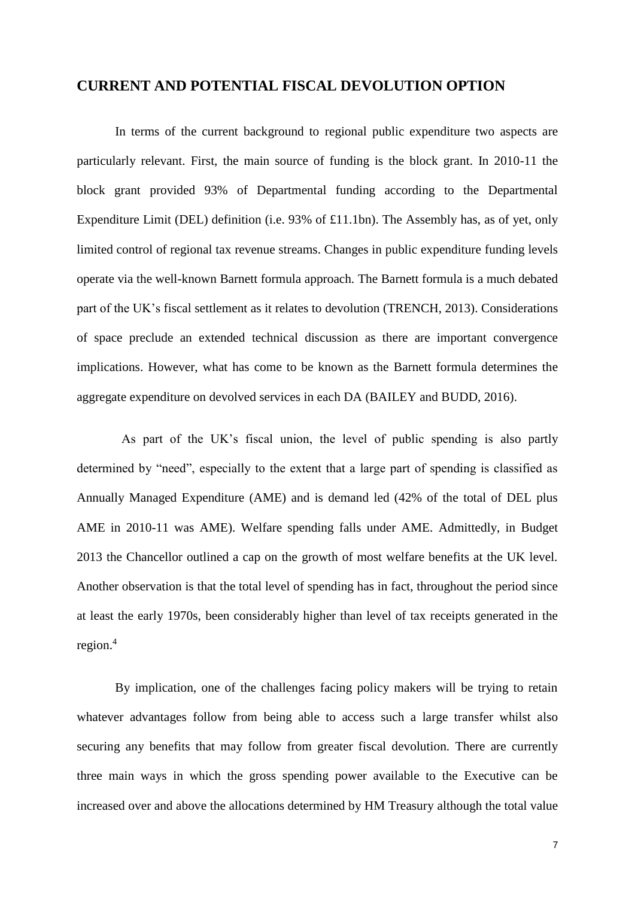## CURRENT AND POTENTIAL FISCAL DEVOLUTION OPTION

In terms of the current background to regional public expenditure two aspects are particularly relevant. First, the main source of funding is the block grant. In 2010-11 the block grant provided 93% of Departmental funding according to the Departmental Expenditure Limit (DEL) definition (i.e. 93% of £11.1bn). The Assembly has, as of yet, only limited control of regional tax revenue streams. Changes in public expenditure funding levels operate via the well-known Barnett formula approach. The Barnett formula is a much debated part of the UK's fiscal settlement as it relates to devolution (TRENCH, 2013). Considerations of space preclude an extended technical discussion as there are important convergence implications. However, what has come to be known as the Barnett formula determines the aggregate expenditure on devolved services in each DA (BAILEY and BUDD, 2016).

As part of the UK's fiscal union, the level of public spending is also partly determined by "need", especially to the extent that a large part of spending is classified as Annually Managed Expenditure (AME) and is demand led (42% of the total of DEL plus AME in 2010-11 was AME). Welfare spending falls under AME. Admittedly, in Budget 2013 the Chancellor outlined a cap on the growth of most welfare benefits at the UK level. Another observation is that the total level of spending has in fact, throughout the period since at least the early 1970s, been considerably higher than level of tax receipts generated in the region.[4]

By implication, one of the challenges facing policy makers will be trying to retain whatever advantages follow from being able to access such a large transfer whilst also securing any benefits that may follow from greater fiscal devolution. There are currently three main ways in which the gross spending power available to the Executive can be increased over and above the allocations determined by HM Treasury although the total value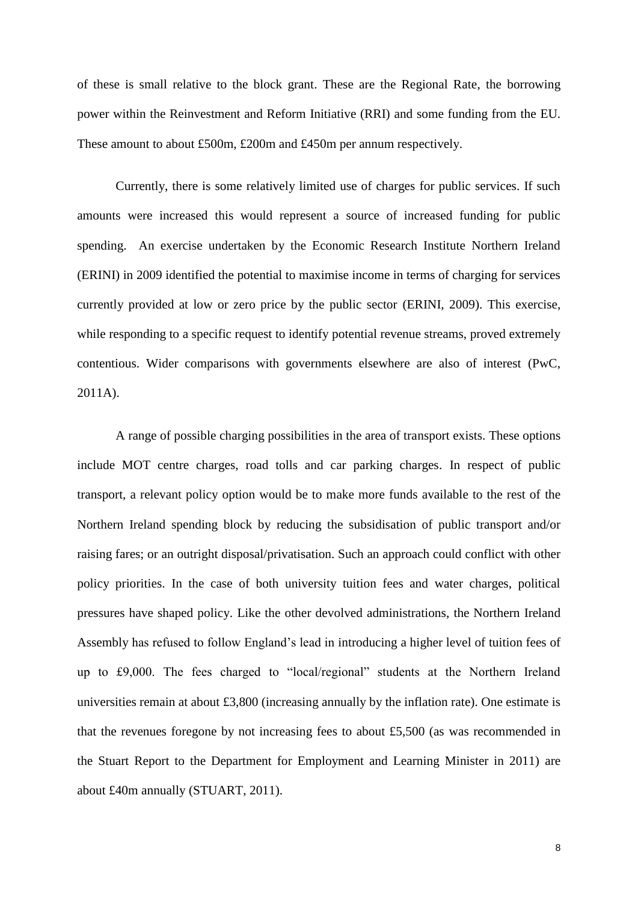of these is small relative to the block grant. These are the Regional Rate, the borrowing power within the Reinvestment and Reform Initiative (RRI) and some funding from the EU. These amount to about £500m, £200m and £450m per annum respectively.

Currently, there is some relatively limited use of charges for public services. If such amounts were increased this would represent a source of increased funding for public spending. An exercise undertaken by the Economic Research Institute Northern Ireland (ERINI) in 2009 identified the potential to maximise income in terms of charging for services currently provided at low or zero price by the public sector (ERINI, 2009). This exercise, while responding to a specific request to identify potential revenue streams, proved extremely contentious. Wider comparisons with governments elsewhere are also of interest (PwC, 2011A).

A range of possible charging possibilities in the area of transport exists. These options include MOT centre charges, road tolls and car parking charges. In respect of public transport, a relevant policy option would be to make more funds available to the rest of the Northern Ireland spending block by reducing the subsidisation of public transport and/or raising fares; or an outright disposal/privatisation. Such an approach could conflict with other policy priorities. In the case of both university tuition fees and water charges, political pressures have shaped policy. Like the other devolved administrations, the Northern Ireland Assembly has refused to follow England's lead in introducing a higher level of tuition fees of up to £9,000. The fees charged to "local/regional" students at the Northern Ireland universities remain at about £3,800 (increasing annually by the inflation rate). One estimate is that the revenues foregone by not increasing fees to about £5,500 (as was recommended in the Stuart Report to the Department for Employment and Learning Minister in 2011) are about £40m annually (STUART, 2011).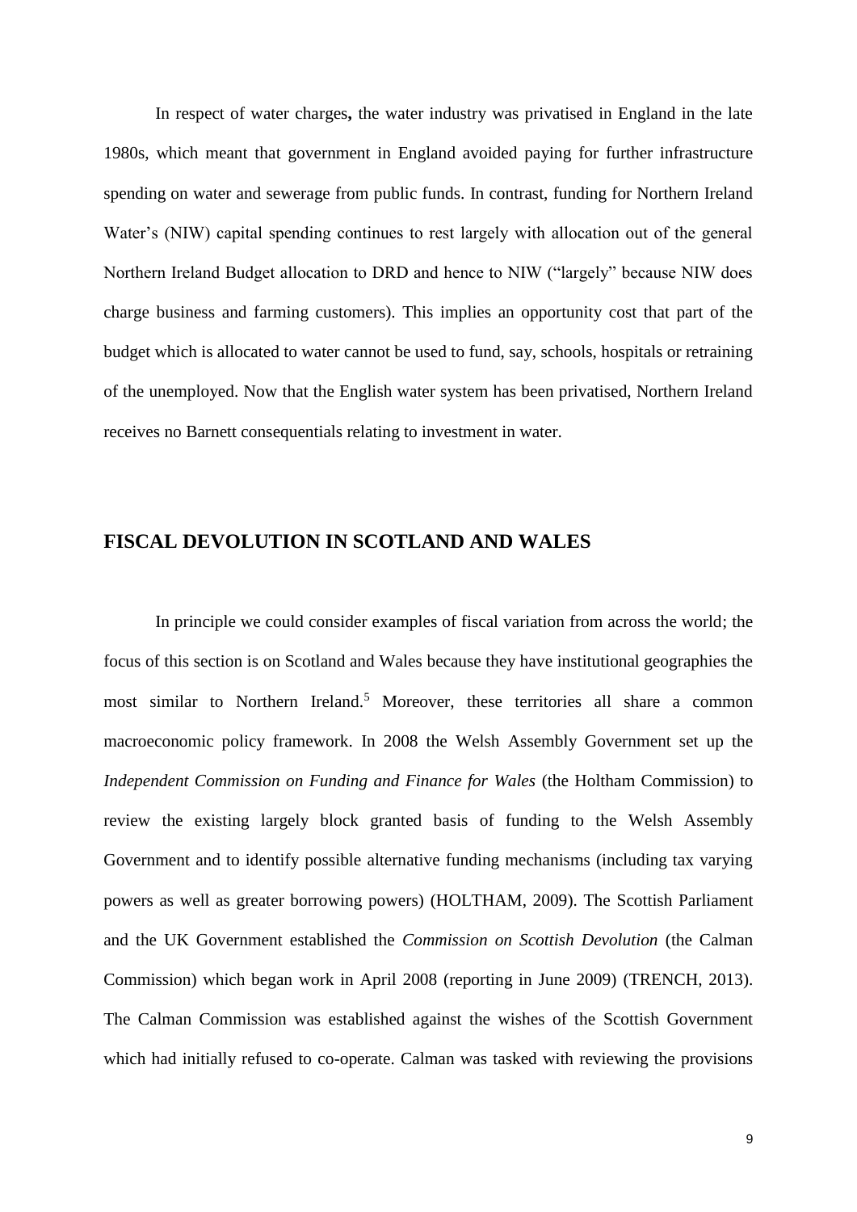In respect of water charges**,** the water industry was privatised in England in the late 1980s, which meant that government in England avoided paying for further infrastructure spending on water and sewerage from public funds. In contrast, funding for Northern Ireland Water's (NIW) capital spending continues to rest largely with allocation out of the general Northern Ireland Budget allocation to DRD and hence to NIW ("largely" because NIW does charge business and farming customers). This implies an opportunity cost that part of the budget which is allocated to water cannot be used to fund, say, schools, hospitals or retraining of the unemployed. Now that the English water system has been privatised, Northern Ireland receives no Barnett consequentials relating to investment in water.

## FISCAL DEVOLUTION IN SCOTLAND AND WALES

In principle we could consider examples of fiscal variation from across the world; the focus of this section is on Scotland and Wales because they have institutional geographies the most similar to Northern Ireland.[5] Moreover, these territories all share a common macroeconomic policy framework. In 2008 the Welsh Assembly Government set up the *Independent Commission on Funding and Finance for Wales* (the Holtham Commission) to review the existing largely block granted basis of funding to the Welsh Assembly Government and to identify possible alternative funding mechanisms (including tax varying powers as well as greater borrowing powers) (HOLTHAM, 2009). The Scottish Parliament and the UK Government established the *Commission on Scottish Devolution* (the Calman Commission) which began work in April 2008 (reporting in June 2009) (TRENCH, 2013). The Calman Commission was established against the wishes of the Scottish Government which had initially refused to co-operate. Calman was tasked with reviewing the provisions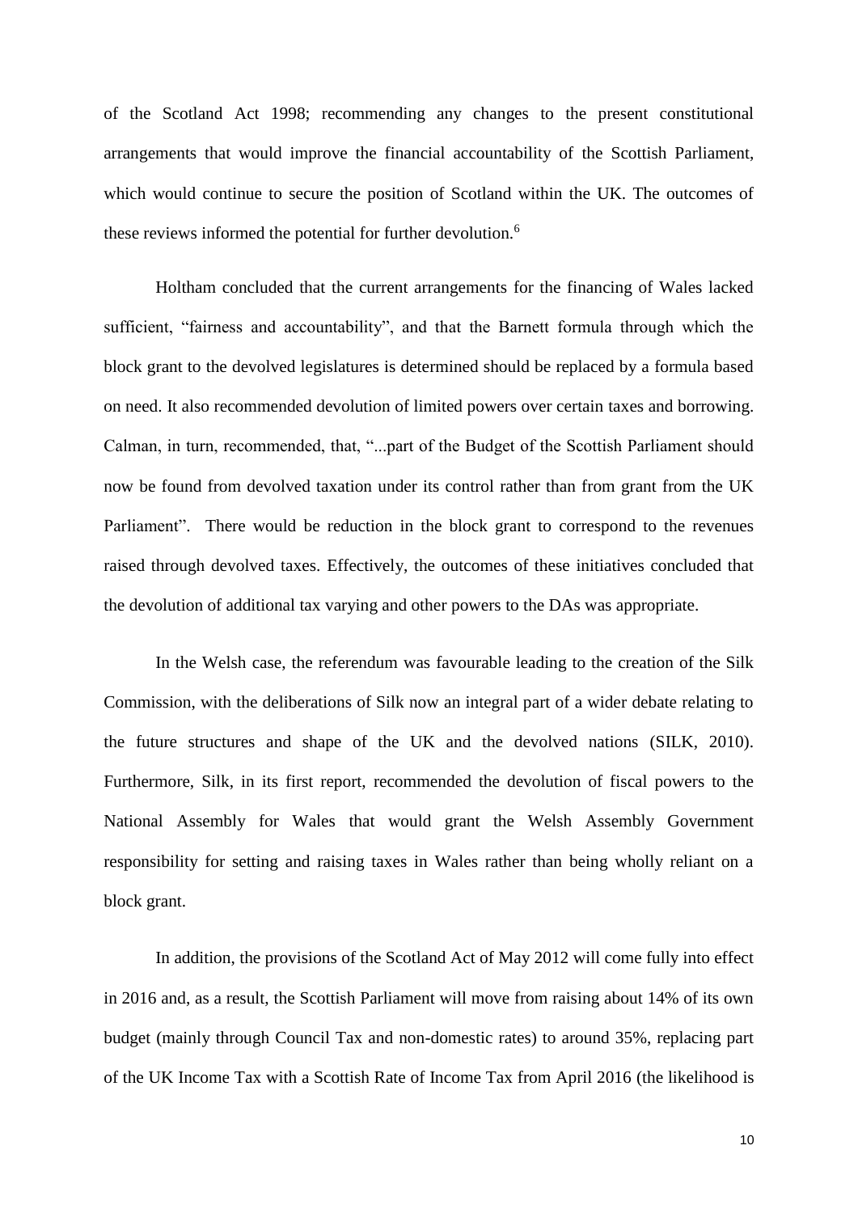of the Scotland Act 1998; recommending any changes to the present constitutional arrangements that would improve the financial accountability of the Scottish Parliament, which would continue to secure the position of Scotland within the UK. The outcomes of these reviews informed the potential for further devolution.[6]

Holtham concluded that the current arrangements for the financing of Wales lacked sufficient, "fairness and accountability", and that the Barnett formula through which the block grant to the devolved legislatures is determined should be replaced by a formula based on need. It also recommended devolution of limited powers over certain taxes and borrowing. Calman, in turn, recommended, that, "...part of the Budget of the Scottish Parliament should now be found from devolved taxation under its control rather than from grant from the UK Parliament". There would be reduction in the block grant to correspond to the revenues raised through devolved taxes. Effectively, the outcomes of these initiatives concluded that the devolution of additional tax varying and other powers to the DAs was appropriate.

In the Welsh case, the referendum was favourable leading to the creation of the Silk Commission, with the deliberations of Silk now an integral part of a wider debate relating to the future structures and shape of the UK and the devolved nations (SILK, 2010). Furthermore, Silk, in its first report, recommended the devolution of fiscal powers to the National Assembly for Wales that would grant the Welsh Assembly Government responsibility for setting and raising taxes in Wales rather than being wholly reliant on a block grant.

In addition, the provisions of the Scotland Act of May 2012 will come fully into effect in 2016 and, as a result, the Scottish Parliament will move from raising about 14% of its own budget (mainly through Council Tax and non-domestic rates) to around 35%, replacing part of the UK Income Tax with a Scottish Rate of Income Tax from April 2016 (the likelihood is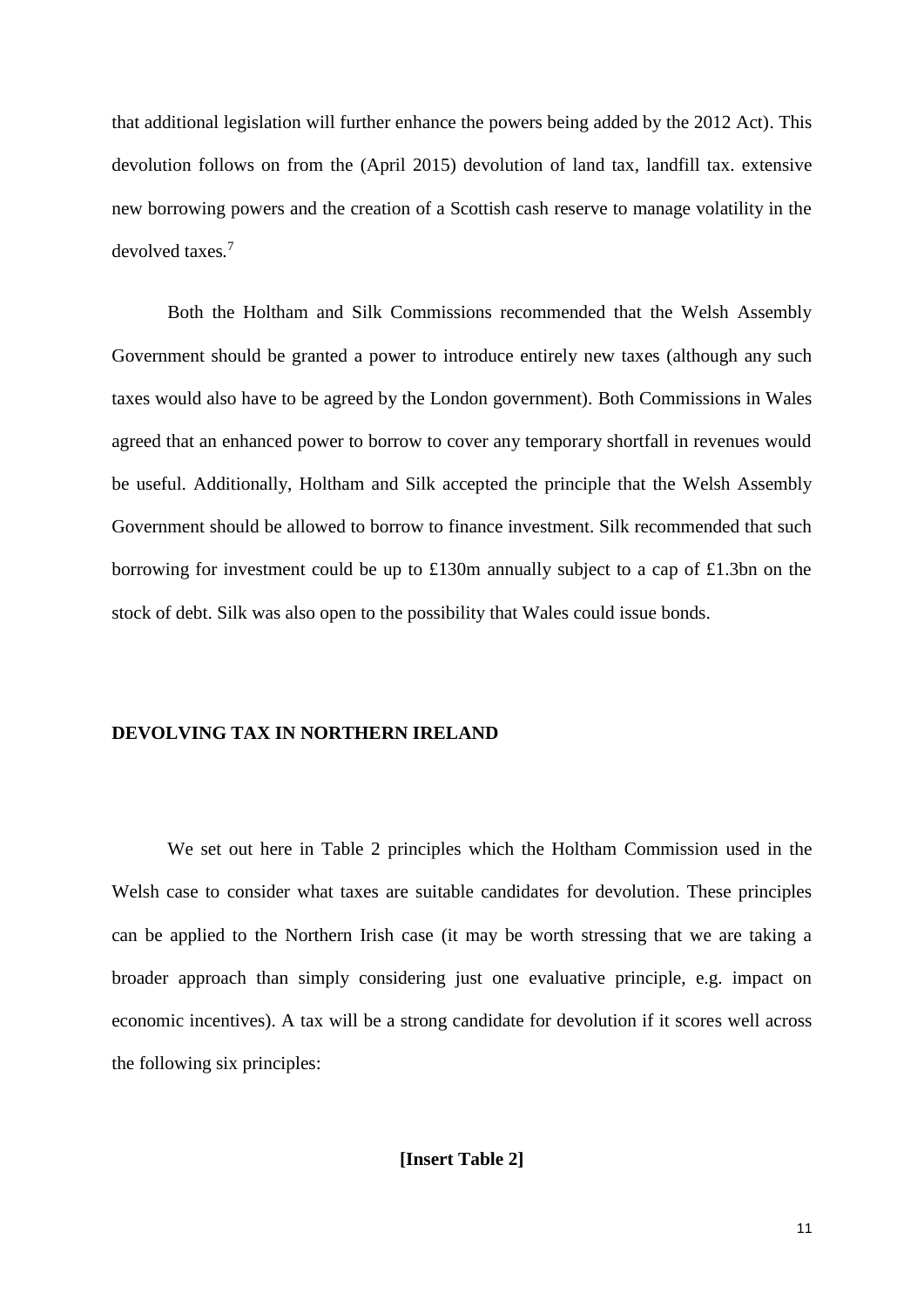that additional legislation will further enhance the powers being added by the 2012 Act). This devolution follows on from the (April 2015) devolution of land tax, landfill tax. extensive new borrowing powers and the creation of a Scottish cash reserve to manage volatility in the devolved taxes.[7]

Both the Holtham and Silk Commissions recommended that the Welsh Assembly Government should be granted a power to introduce entirely new taxes (although any such taxes would also have to be agreed by the London government). Both Commissions in Wales agreed that an enhanced power to borrow to cover any temporary shortfall in revenues would be useful. Additionally, Holtham and Silk accepted the principle that the Welsh Assembly Government should be allowed to borrow to finance investment. Silk recommended that such borrowing for investment could be up to £130m annually subject to a cap of £1.3bn on the stock of debt. Silk was also open to the possibility that Wales could issue bonds.

## DEVOLVING TAX IN NORTHERN IRELAND

We set out here in Table 2 principles which the Holtham Commission used in the Welsh case to consider what taxes are suitable candidates for devolution. These principles can be applied to the Northern Irish case (it may be worth stressing that we are taking a broader approach than simply considering just one evaluative principle, e.g. impact on economic incentives). A tax will be a strong candidate for devolution if it scores well across the following six principles:

**[Insert Table 2]**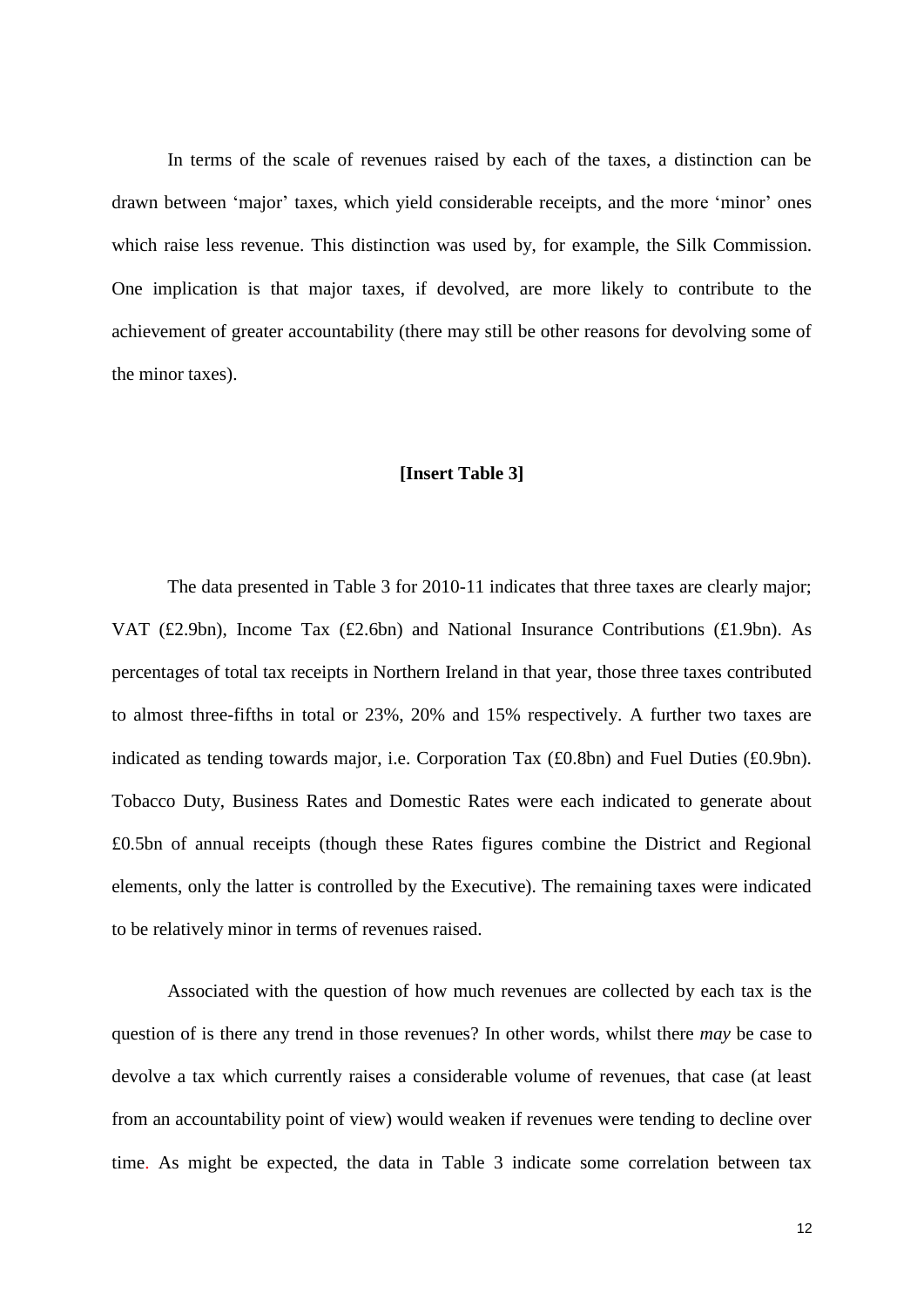In terms of the scale of revenues raised by each of the taxes, a distinction can be drawn between 'major' taxes, which yield considerable receipts, and the more 'minor' ones which raise less revenue. This distinction was used by, for example, the Silk Commission. One implication is that major taxes, if devolved, are more likely to contribute to the achievement of greater accountability (there may still be other reasons for devolving some of the minor taxes).

**[Insert Table 3]**

The data presented in Table 3 for 2010-11 indicates that three taxes are clearly major; VAT (£2.9bn), Income Tax (£2.6bn) and National Insurance Contributions (£1.9bn). As percentages of total tax receipts in Northern Ireland in that year, those three taxes contributed to almost three-fifths in total or 23%, 20% and 15% respectively. A further two taxes are indicated as tending towards major, i.e. Corporation Tax (£0.8bn) and Fuel Duties (£0.9bn). Tobacco Duty, Business Rates and Domestic Rates were each indicated to generate about £0.5bn of annual receipts (though these Rates figures combine the District and Regional elements, only the latter is controlled by the Executive). The remaining taxes were indicated to be relatively minor in terms of revenues raised.

Associated with the question of how much revenues are collected by each tax is the question of is there any trend in those revenues? In other words, whilst there *may* be case to devolve a tax which currently raises a considerable volume of revenues, that case (at least from an accountability point of view) would weaken if revenues were tending to decline over time. As might be expected, the data in Table 3 indicate some correlation between tax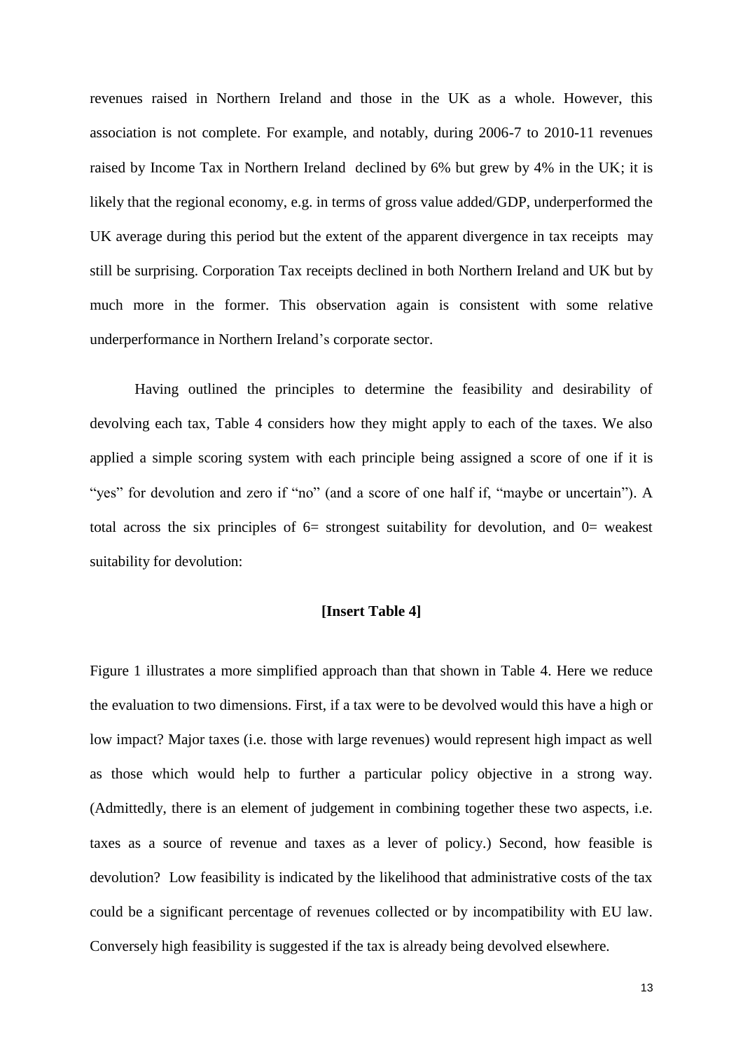revenues raised in Northern Ireland and those in the UK as a whole. However, this association is not complete. For example, and notably, during 2006-7 to 2010-11 revenues raised by Income Tax in Northern Ireland declined by 6% but grew by 4% in the UK; it is likely that the regional economy, e.g. in terms of gross value added/GDP, underperformed the UK average during this period but the extent of the apparent divergence in tax receipts may still be surprising. Corporation Tax receipts declined in both Northern Ireland and UK but by much more in the former. This observation again is consistent with some relative underperformance in Northern Ireland's corporate sector.

Having outlined the principles to determine the feasibility and desirability of devolving each tax, Table 4 considers how they might apply to each of the taxes. We also applied a simple scoring system with each principle being assigned a score of one if it is "yes" for devolution and zero if "no" (and a score of one half if, "maybe or uncertain"). A total across the six principles of 6= strongest suitability for devolution, and 0= weakest suitability for devolution:

**[Insert Table 4]**

Figure 1 illustrates a more simplified approach than that shown in Table 4. Here we reduce the evaluation to two dimensions. First, if a tax were to be devolved would this have a high or low impact? Major taxes (i.e. those with large revenues) would represent high impact as well as those which would help to further a particular policy objective in a strong way. (Admittedly, there is an element of judgement in combining together these two aspects, i.e. taxes as a source of revenue and taxes as a lever of policy.) Second, how feasible is devolution? Low feasibility is indicated by the likelihood that administrative costs of the tax could be a significant percentage of revenues collected or by incompatibility with EU law. Conversely high feasibility is suggested if the tax is already being devolved elsewhere.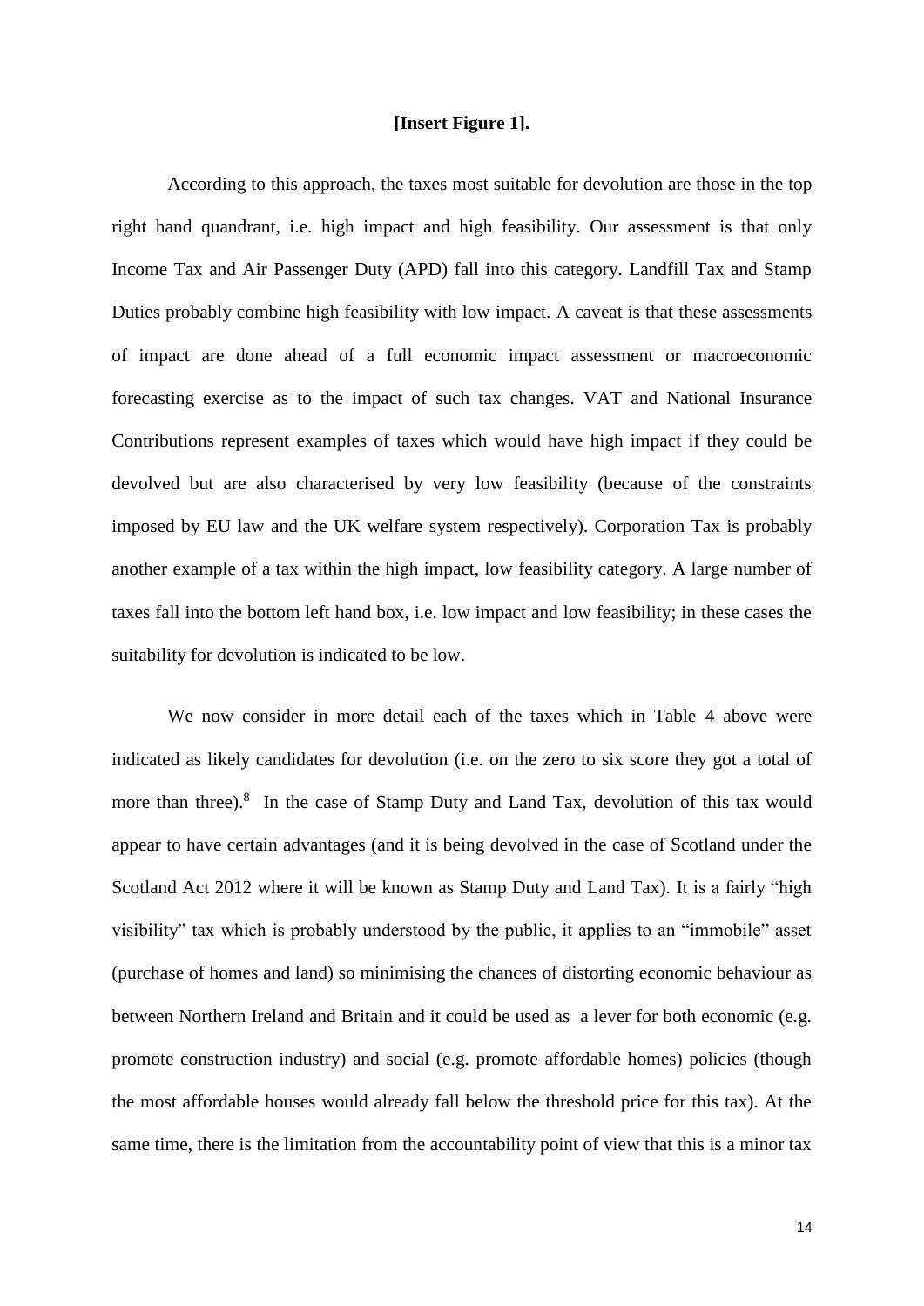**[Insert Figure 1].**

According to this approach, the taxes most suitable for devolution are those in the top right hand quandrant, i.e. high impact and high feasibility. Our assessment is that only Income Tax and Air Passenger Duty (APD) fall into this category. Landfill Tax and Stamp Duties probably combine high feasibility with low impact. A caveat is that these assessments of impact are done ahead of a full economic impact assessment or macroeconomic forecasting exercise as to the impact of such tax changes. VAT and National Insurance Contributions represent examples of taxes which would have high impact if they could be devolved but are also characterised by very low feasibility (because of the constraints imposed by EU law and the UK welfare system respectively). Corporation Tax is probably another example of a tax within the high impact, low feasibility category. A large number of taxes fall into the bottom left hand box, i.e. low impact and low feasibility; in these cases the suitability for devolution is indicated to be low.

We now consider in more detail each of the taxes which in Table 4 above were indicated as likely candidates for devolution (i.e. on the zero to six score they got a total of more than three).[8] In the case of Stamp Duty and Land Tax, devolution of this tax would appear to have certain advantages (and it is being devolved in the case of Scotland under the Scotland Act 2012 where it will be known as Stamp Duty and Land Tax). It is a fairly "high visibility" tax which is probably understood by the public, it applies to an "immobile" asset (purchase of homes and land) so minimising the chances of distorting economic behaviour as between Northern Ireland and Britain and it could be used as a lever for both economic (e.g. promote construction industry) and social (e.g. promote affordable homes) policies (though the most affordable houses would already fall below the threshold price for this tax). At the same time, there is the limitation from the accountability point of view that this is a minor tax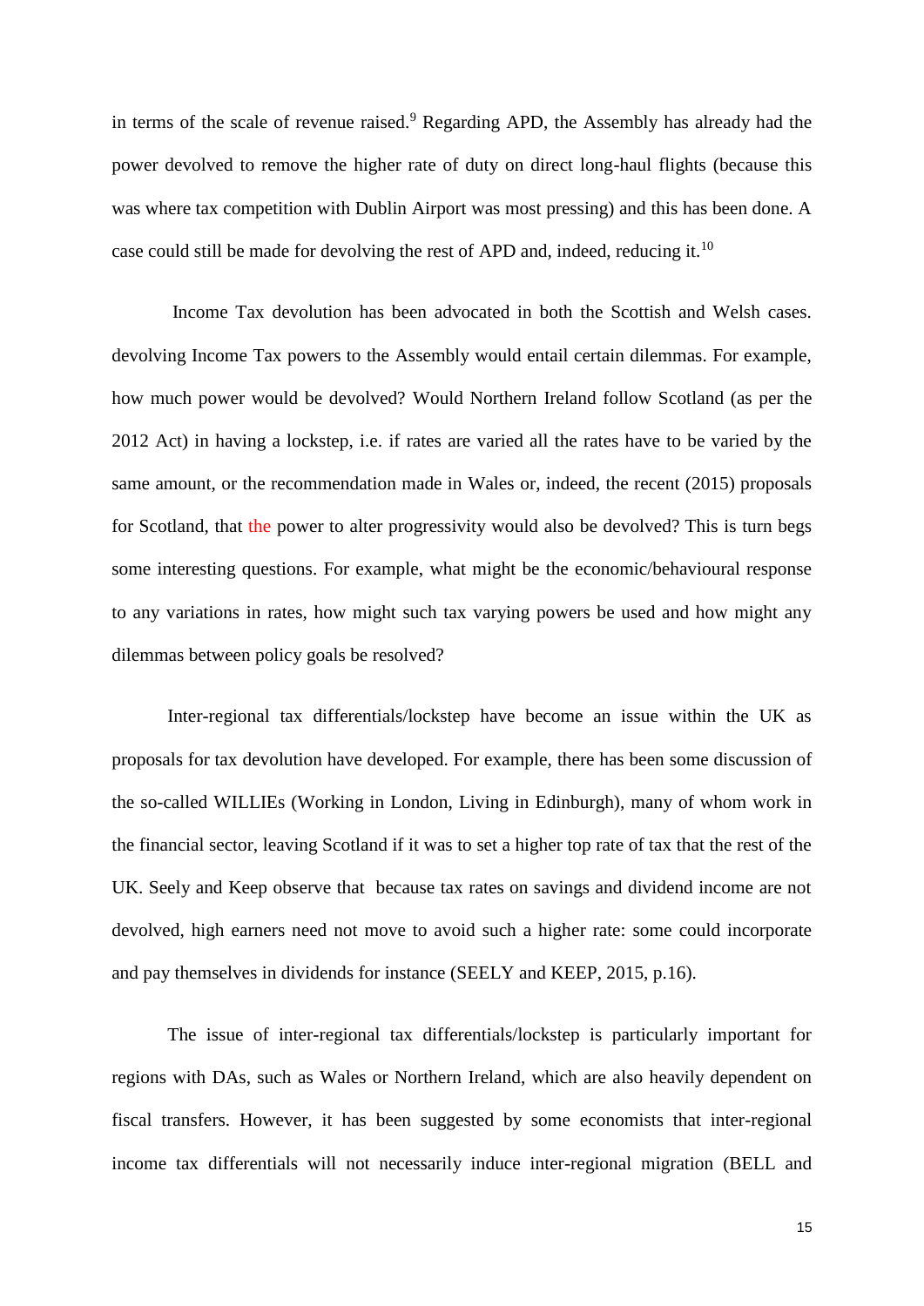in terms of the scale of revenue raised.[9] Regarding APD, the Assembly has already had the power devolved to remove the higher rate of duty on direct long-haul flights (because this was where tax competition with Dublin Airport was most pressing) and this has been done. A case could still be made for devolving the rest of APD and, indeed, reducing it.[10]

Income Tax devolution has been advocated in both the Scottish and Welsh cases. devolving Income Tax powers to the Assembly would entail certain dilemmas. For example, how much power would be devolved? Would Northern Ireland follow Scotland (as per the 2012 Act) in having a lockstep, i.e. if rates are varied all the rates have to be varied by the same amount, or the recommendation made in Wales or, indeed, the recent (2015) proposals for Scotland, that the power to alter progressivity would also be devolved? This is turn begs some interesting questions. For example, what might be the economic/behavioural response to any variations in rates, how might such tax varying powers be used and how might any dilemmas between policy goals be resolved?

Inter-regional tax differentials/lockstep have become an issue within the UK as proposals for tax devolution have developed. For example, there has been some discussion of the so-called WILLIEs (Working in London, Living in Edinburgh), many of whom work in the financial sector, leaving Scotland if it was to set a higher top rate of tax that the rest of the UK. Seely and Keep observe that because tax rates on savings and dividend income are not devolved, high earners need not move to avoid such a higher rate: some could incorporate and pay themselves in dividends for instance (SEELY and KEEP, 2015, p.16).

The issue of inter-regional tax differentials/lockstep is particularly important for regions with DAs, such as Wales or Northern Ireland, which are also heavily dependent on fiscal transfers. However, it has been suggested by some economists that inter-regional income tax differentials will not necessarily induce inter-regional migration (BELL and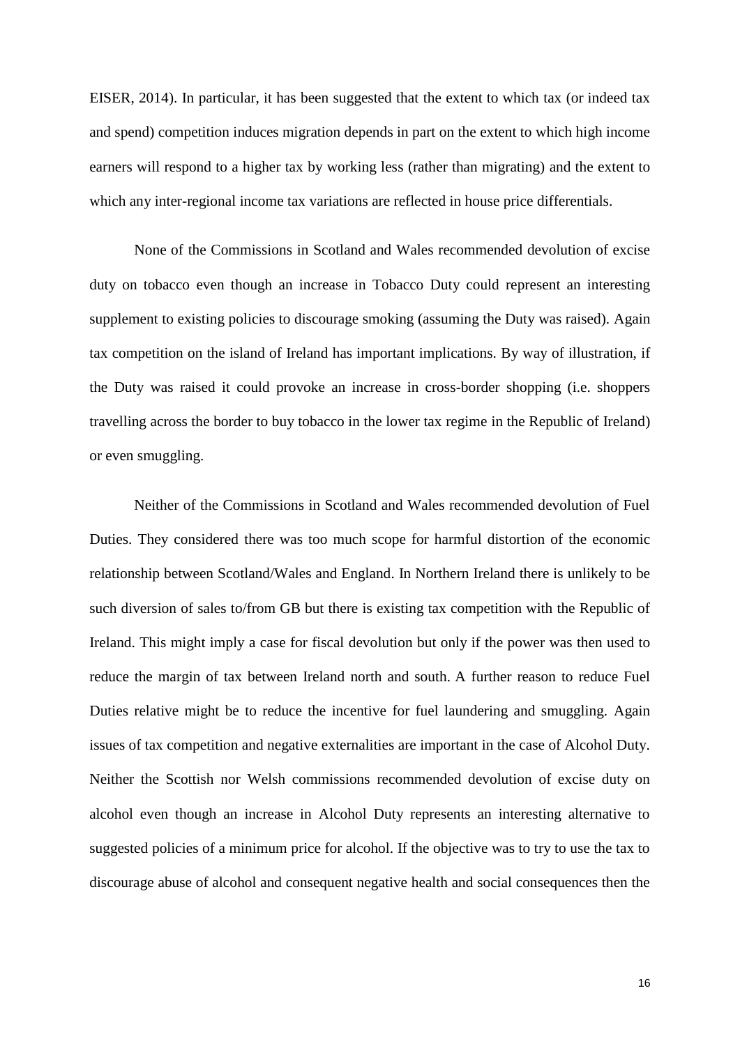EISER, 2014). In particular, it has been suggested that the extent to which tax (or indeed tax and spend) competition induces migration depends in part on the extent to which high income earners will respond to a higher tax by working less (rather than migrating) and the extent to which any inter-regional income tax variations are reflected in house price differentials.

None of the Commissions in Scotland and Wales recommended devolution of excise duty on tobacco even though an increase in Tobacco Duty could represent an interesting supplement to existing policies to discourage smoking (assuming the Duty was raised). Again tax competition on the island of Ireland has important implications. By way of illustration, if the Duty was raised it could provoke an increase in cross-border shopping (i.e. shoppers travelling across the border to buy tobacco in the lower tax regime in the Republic of Ireland) or even smuggling.

Neither of the Commissions in Scotland and Wales recommended devolution of Fuel Duties. They considered there was too much scope for harmful distortion of the economic relationship between Scotland/Wales and England. In Northern Ireland there is unlikely to be such diversion of sales to/from GB but there is existing tax competition with the Republic of Ireland. This might imply a case for fiscal devolution but only if the power was then used to reduce the margin of tax between Ireland north and south. A further reason to reduce Fuel Duties relative might be to reduce the incentive for fuel laundering and smuggling. Again issues of tax competition and negative externalities are important in the case of Alcohol Duty. Neither the Scottish nor Welsh commissions recommended devolution of excise duty on alcohol even though an increase in Alcohol Duty represents an interesting alternative to suggested policies of a minimum price for alcohol. If the objective was to try to use the tax to discourage abuse of alcohol and consequent negative health and social consequences then the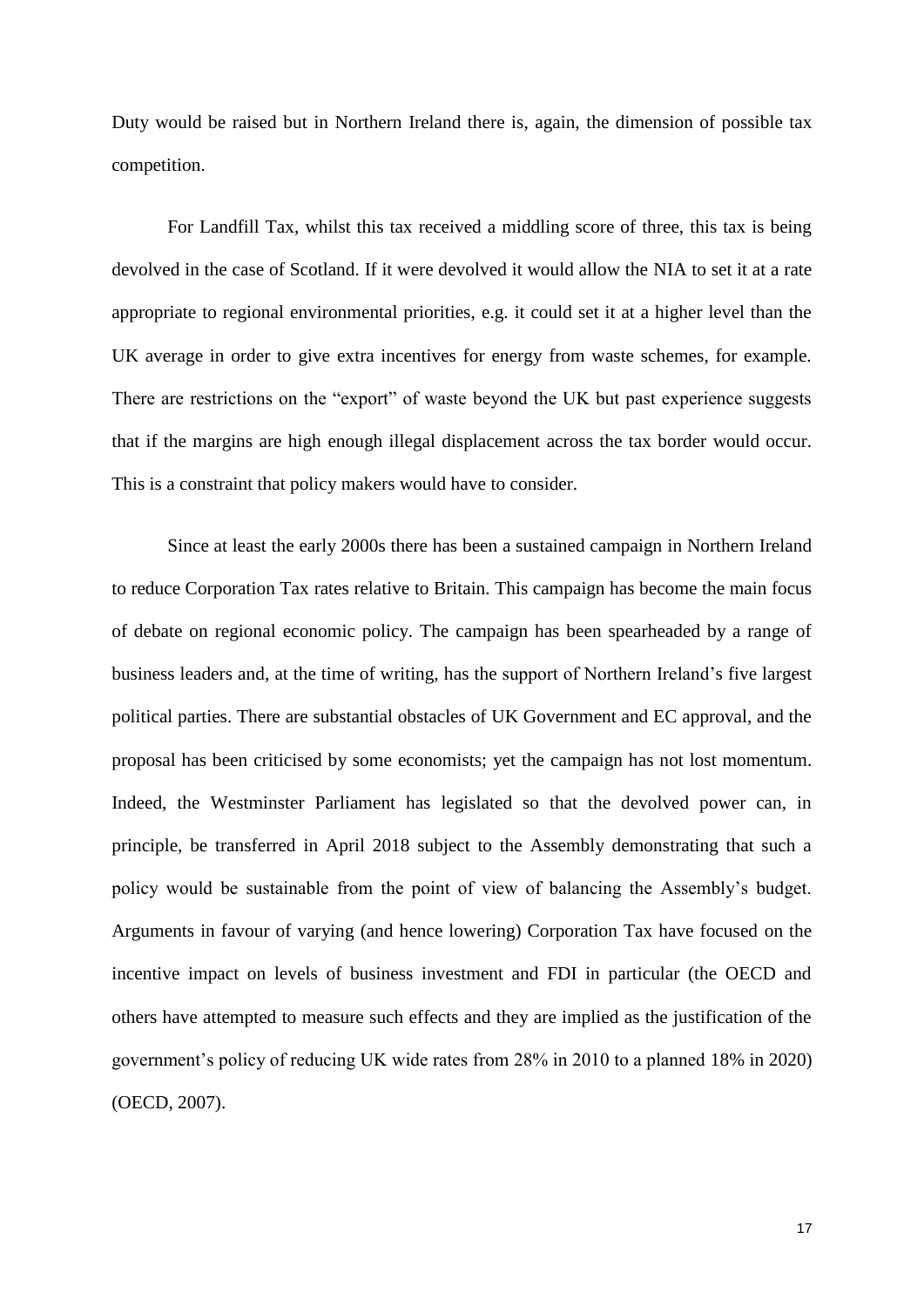Duty would be raised but in Northern Ireland there is, again, the dimension of possible tax competition.

For Landfill Tax, whilst this tax received a middling score of three, this tax is being devolved in the case of Scotland. If it were devolved it would allow the NIA to set it at a rate appropriate to regional environmental priorities, e.g. it could set it at a higher level than the UK average in order to give extra incentives for energy from waste schemes, for example. There are restrictions on the "export" of waste beyond the UK but past experience suggests that if the margins are high enough illegal displacement across the tax border would occur. This is a constraint that policy makers would have to consider.

Since at least the early 2000s there has been a sustained campaign in Northern Ireland to reduce Corporation Tax rates relative to Britain. This campaign has become the main focus of debate on regional economic policy. The campaign has been spearheaded by a range of business leaders and, at the time of writing, has the support of Northern Ireland's five largest political parties. There are substantial obstacles of UK Government and EC approval, and the proposal has been criticised by some economists; yet the campaign has not lost momentum. Indeed, the Westminster Parliament has legislated so that the devolved power can, in principle, be transferred in April 2018 subject to the Assembly demonstrating that such a policy would be sustainable from the point of view of balancing the Assembly's budget. Arguments in favour of varying (and hence lowering) Corporation Tax have focused on the incentive impact on levels of business investment and FDI in particular (the OECD and others have attempted to measure such effects and they are implied as the justification of the government's policy of reducing UK wide rates from 28% in 2010 to a planned 18% in 2020) (OECD, 2007).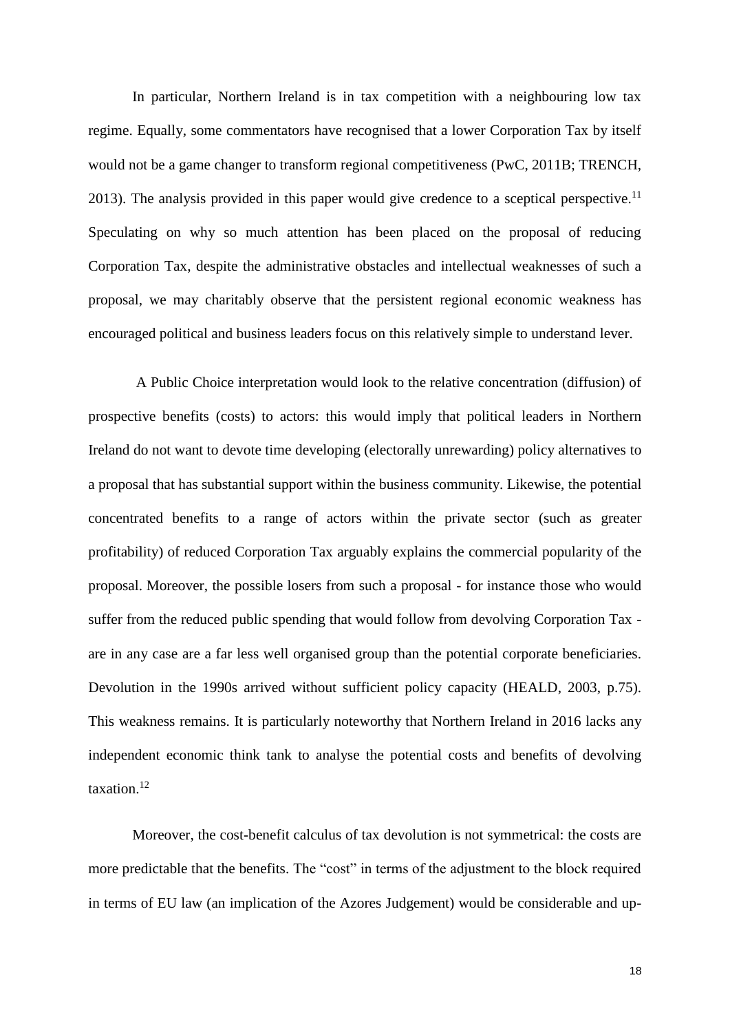In particular, Northern Ireland is in tax competition with a neighbouring low tax regime. Equally, some commentators have recognised that a lower Corporation Tax by itself would not be a game changer to transform regional competitiveness (PwC, 2011B; TRENCH, 2013). The analysis provided in this paper would give credence to a sceptical perspective.[11] Speculating on why so much attention has been placed on the proposal of reducing Corporation Tax, despite the administrative obstacles and intellectual weaknesses of such a proposal, we may charitably observe that the persistent regional economic weakness has encouraged political and business leaders focus on this relatively simple to understand lever.

A Public Choice interpretation would look to the relative concentration (diffusion) of prospective benefits (costs) to actors: this would imply that political leaders in Northern Ireland do not want to devote time developing (electorally unrewarding) policy alternatives to a proposal that has substantial support within the business community. Likewise, the potential concentrated benefits to a range of actors within the private sector (such as greater profitability) of reduced Corporation Tax arguably explains the commercial popularity of the proposal. Moreover, the possible losers from such a proposal - for instance those who would suffer from the reduced public spending that would follow from devolving Corporation Tax - are in any case are a far less well organised group than the potential corporate beneficiaries. Devolution in the 1990s arrived without sufficient policy capacity (HEALD, 2003, p.75). This weakness remains. It is particularly noteworthy that Northern Ireland in 2016 lacks any independent economic think tank to analyse the potential costs and benefits of devolving taxation.[12]

Moreover, the cost-benefit calculus of tax devolution is not symmetrical: the costs are more predictable that the benefits. The "cost" in terms of the adjustment to the block required in terms of EU law (an implication of the Azores Judgement) would be considerable and up-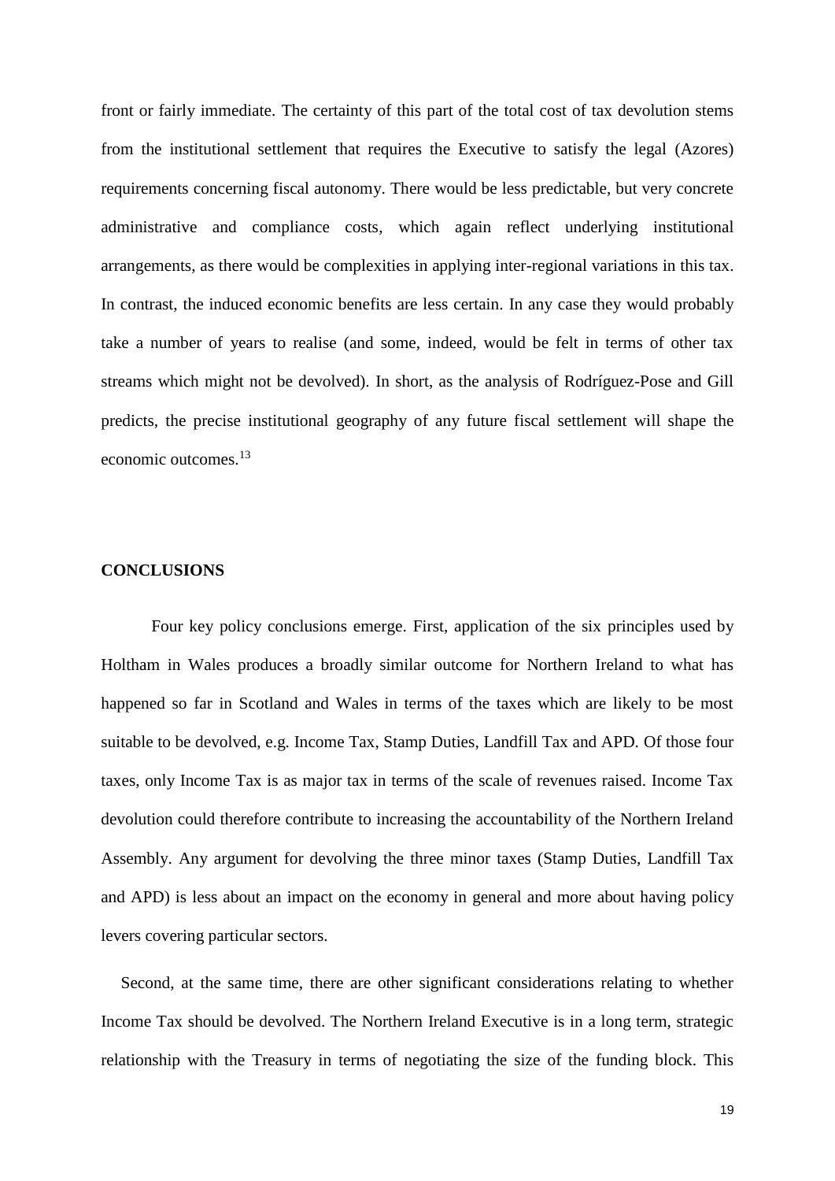front or fairly immediate. The certainty of this part of the total cost of tax devolution stems from the institutional settlement that requires the Executive to satisfy the legal (Azores) requirements concerning fiscal autonomy. There would be less predictable, but very concrete administrative and compliance costs, which again reflect underlying institutional arrangements, as there would be complexities in applying inter-regional variations in this tax. In contrast, the induced economic benefits are less certain. In any case they would probably take a number of years to realise (and some, indeed, would be felt in terms of other tax streams which might not be devolved). In short, as the analysis of Rodríguez-Pose and Gill predicts, the precise institutional geography of any future fiscal settlement will shape the economic outcomes.[13]

## CONCLUSIONS

Four key policy conclusions emerge. First, application of the six principles used by Holtham in Wales produces a broadly similar outcome for Northern Ireland to what has happened so far in Scotland and Wales in terms of the taxes which are likely to be most suitable to be devolved, e.g. Income Tax, Stamp Duties, Landfill Tax and APD. Of those four taxes, only Income Tax is as major tax in terms of the scale of revenues raised. Income Tax devolution could therefore contribute to increasing the accountability of the Northern Ireland Assembly. Any argument for devolving the three minor taxes (Stamp Duties, Landfill Tax and APD) is less about an impact on the economy in general and more about having policy levers covering particular sectors.

Second, at the same time, there are other significant considerations relating to whether Income Tax should be devolved. The Northern Ireland Executive is in a long term, strategic relationship with the Treasury in terms of negotiating the size of the funding block. This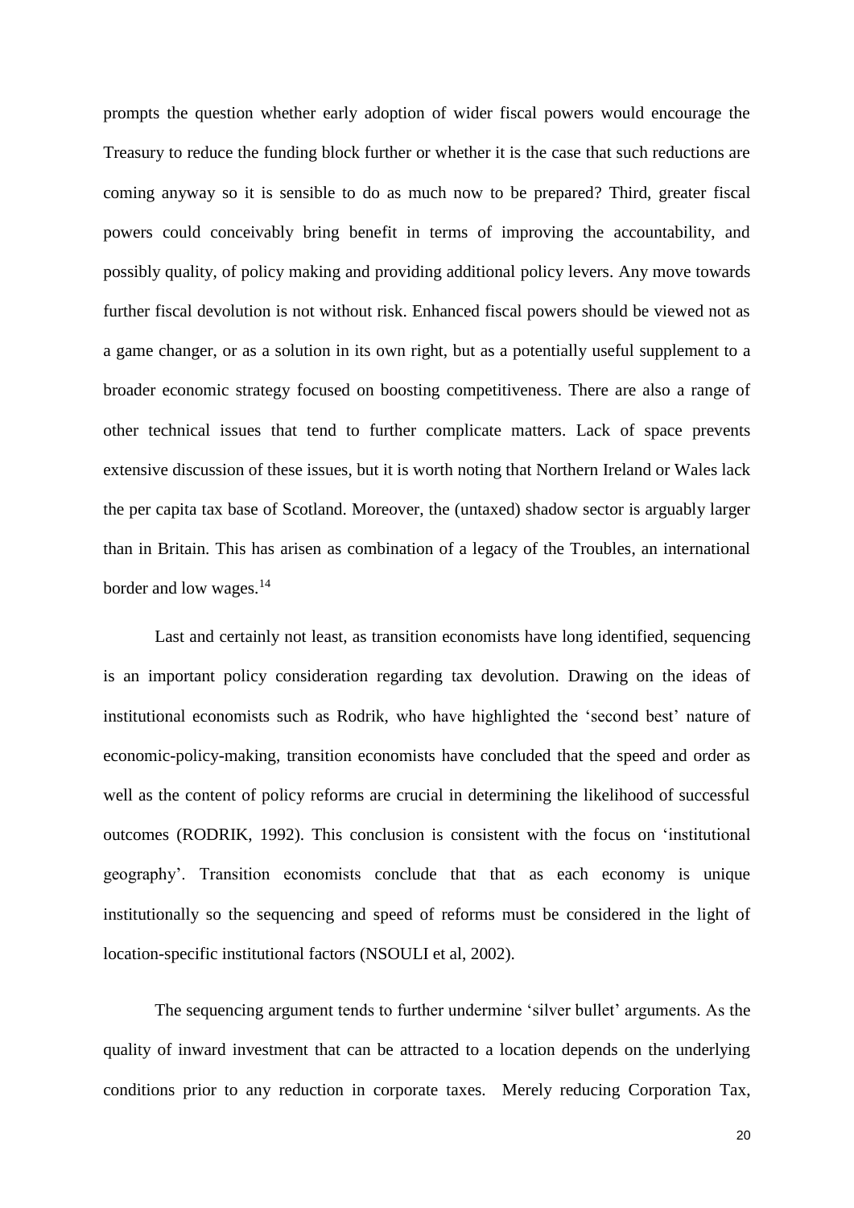prompts the question whether early adoption of wider fiscal powers would encourage the Treasury to reduce the funding block further or whether it is the case that such reductions are coming anyway so it is sensible to do as much now to be prepared? Third, greater fiscal powers could conceivably bring benefit in terms of improving the accountability, and possibly quality, of policy making and providing additional policy levers. Any move towards further fiscal devolution is not without risk. Enhanced fiscal powers should be viewed not as a game changer, or as a solution in its own right, but as a potentially useful supplement to a broader economic strategy focused on boosting competitiveness. There are also a range of other technical issues that tend to further complicate matters. Lack of space prevents extensive discussion of these issues, but it is worth noting that Northern Ireland or Wales lack the per capita tax base of Scotland. Moreover, the (untaxed) shadow sector is arguably larger than in Britain. This has arisen as combination of a legacy of the Troubles, an international border and low wages.[14]

Last and certainly not least, as transition economists have long identified, sequencing is an important policy consideration regarding tax devolution. Drawing on the ideas of institutional economists such as Rodrik, who have highlighted the 'second best' nature of economic-policy-making, transition economists have concluded that the speed and order as well as the content of policy reforms are crucial in determining the likelihood of successful outcomes (RODRIK, 1992). This conclusion is consistent with the focus on 'institutional geography'. Transition economists conclude that that as each economy is unique institutionally so the sequencing and speed of reforms must be considered in the light of location-specific institutional factors (NSOULI et al, 2002).

The sequencing argument tends to further undermine 'silver bullet' arguments. As the quality of inward investment that can be attracted to a location depends on the underlying conditions prior to any reduction in corporate taxes. Merely reducing Corporation Tax,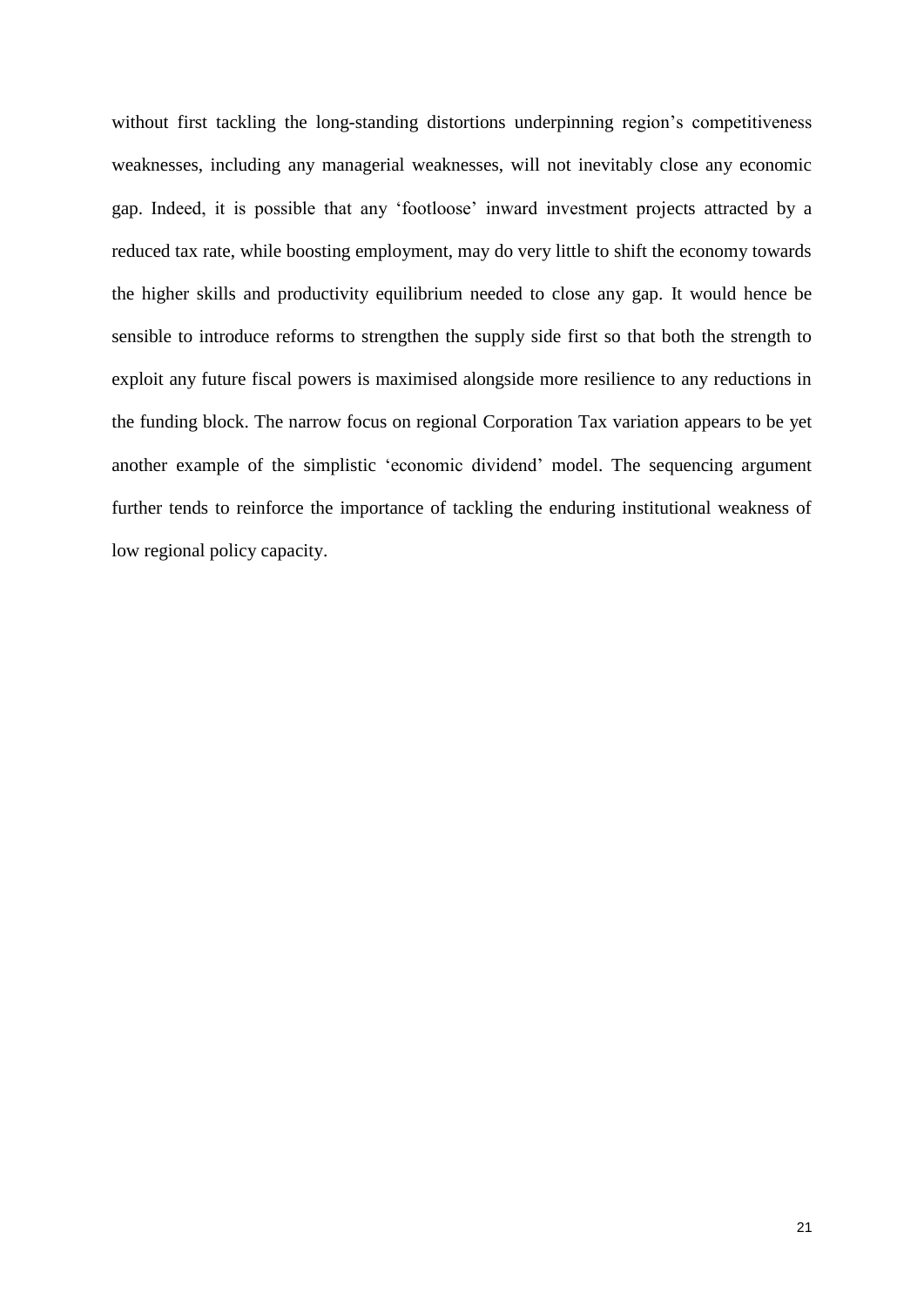without first tackling the long-standing distortions underpinning region's competitiveness weaknesses, including any managerial weaknesses, will not inevitably close any economic gap. Indeed, it is possible that any 'footloose' inward investment projects attracted by a reduced tax rate, while boosting employment, may do very little to shift the economy towards the higher skills and productivity equilibrium needed to close any gap. It would hence be sensible to introduce reforms to strengthen the supply side first so that both the strength to exploit any future fiscal powers is maximised alongside more resilience to any reductions in the funding block. The narrow focus on regional Corporation Tax variation appears to be yet another example of the simplistic 'economic dividend' model. The sequencing argument further tends to reinforce the importance of tackling the enduring institutional weakness of low regional policy capacity.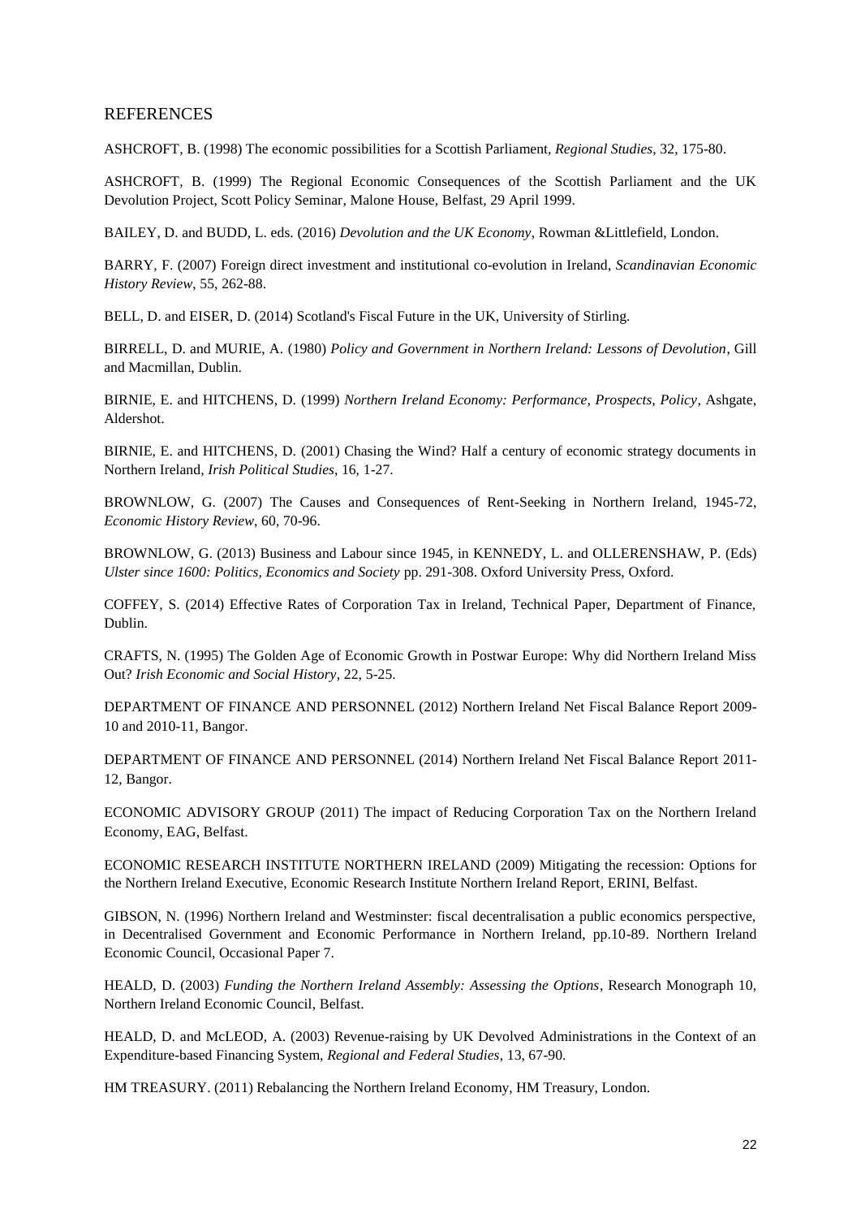## REFERENCES

ASHCROFT, B. (1998) The economic possibilities for a Scottish Parliament, *Regional Studies*, 32, 175-80.

ASHCROFT, B. (1999) The Regional Economic Consequences of the Scottish Parliament and the UK Devolution Project, Scott Policy Seminar, Malone House, Belfast, 29 April 1999.

BAILEY, D. and BUDD, L. eds. (2016) *Devolution and the UK Economy*, Rowman &Littlefield, London.

BARRY, F. (2007) Foreign direct investment and institutional co-evolution in Ireland, *Scandinavian Economic History Review*, 55, 262-88.

BELL, D. and EISER, D. (2014) Scotland's Fiscal Future in the UK, University of Stirling.

BIRRELL, D. and MURIE, A. (1980) *Policy and Government in Northern Ireland: Lessons of Devolution*, Gill and Macmillan, Dublin.

BIRNIE, E. and HITCHENS, D. (1999) *Northern Ireland Economy: Performance, Prospects, Policy*, Ashgate, Aldershot.

BIRNIE, E. and HITCHENS, D. (2001) Chasing the Wind? Half a century of economic strategy documents in Northern Ireland, *Irish Political Studies*, 16, 1-27.

BROWNLOW, G. (2007) The Causes and Consequences of Rent-Seeking in Northern Ireland, 1945-72, *Economic History Review*, 60, 70-96.

BROWNLOW, G. (2013) Business and Labour since 1945, in KENNEDY, L. and OLLERENSHAW, P. (Eds) *Ulster since 1600: Politics, Economics and Society* pp. 291-308. Oxford University Press, Oxford.

COFFEY, S. (2014) Effective Rates of Corporation Tax in Ireland, Technical Paper, Department of Finance, Dublin.

CRAFTS, N. (1995) The Golden Age of Economic Growth in Postwar Europe: Why did Northern Ireland Miss Out? *Irish Economic and Social History*, 22, 5-25.

DEPARTMENT OF FINANCE AND PERSONNEL (2012) Northern Ireland Net Fiscal Balance Report 2009-10 and 2010-11, Bangor.

DEPARTMENT OF FINANCE AND PERSONNEL (2014) Northern Ireland Net Fiscal Balance Report 2011-12, Bangor.

ECONOMIC ADVISORY GROUP (2011) The impact of Reducing Corporation Tax on the Northern Ireland Economy, EAG, Belfast.

ECONOMIC RESEARCH INSTITUTE NORTHERN IRELAND (2009) Mitigating the recession: Options for the Northern Ireland Executive, Economic Research Institute Northern Ireland Report, ERINI, Belfast.

GIBSON, N. (1996) Northern Ireland and Westminster: fiscal decentralisation a public economics perspective, in Decentralised Government and Economic Performance in Northern Ireland, pp.10-89. Northern Ireland Economic Council, Occasional Paper 7.

HEALD, D. (2003) *Funding the Northern Ireland Assembly: Assessing the Options*, Research Monograph 10, Northern Ireland Economic Council, Belfast.

HEALD, D. and McLEOD, A. (2003) Revenue-raising by UK Devolved Administrations in the Context of an Expenditure-based Financing System, *Regional and Federal Studies*, 13, 67-90.

HM TREASURY. (2011) Rebalancing the Northern Ireland Economy, HM Treasury, London.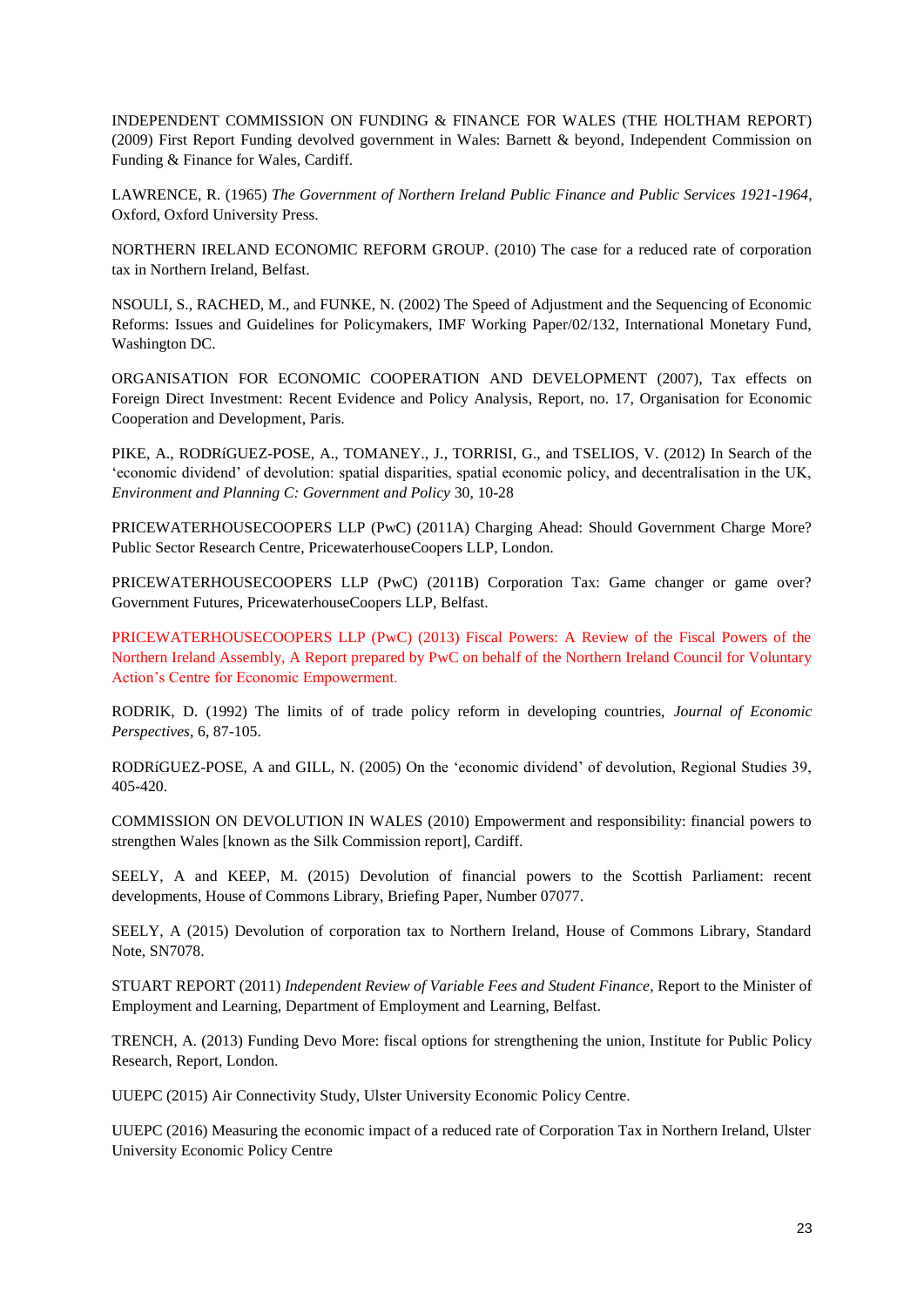INDEPENDENT COMMISSION ON FUNDING & FINANCE FOR WALES (THE HOLTHAM REPORT) (2009) First Report Funding devolved government in Wales: Barnett & beyond, Independent Commission on Funding & Finance for Wales, Cardiff.

LAWRENCE, R. (1965) *The Government of Northern Ireland Public Finance and Public Services 1921-1964*, Oxford, Oxford University Press.

NORTHERN IRELAND ECONOMIC REFORM GROUP. (2010) The case for a reduced rate of corporation tax in Northern Ireland, Belfast.

NSOULI, S., RACHED, M., and FUNKE, N. (2002) The Speed of Adjustment and the Sequencing of Economic Reforms: Issues and Guidelines for Policymakers, IMF Working Paper/02/132, International Monetary Fund, Washington DC.

ORGANISATION FOR ECONOMIC COOPERATION AND DEVELOPMENT (2007), Tax effects on Foreign Direct Investment: Recent Evidence and Policy Analysis, Report, no. 17, Organisation for Economic Cooperation and Development, Paris.

PIKE, A., RODRíGUEZ-POSE, A., TOMANEY., J., TORRISI, G., and TSELIOS, V. (2012) In Search of the 'economic dividend' of devolution: spatial disparities, spatial economic policy, and decentralisation in the UK, *Environment and Planning C: Government and Policy* 30, 10-28

PRICEWATERHOUSECOOPERS LLP (PwC) (2011A) Charging Ahead: Should Government Charge More? Public Sector Research Centre, PricewaterhouseCoopers LLP, London.

PRICEWATERHOUSECOOPERS LLP (PwC) (2011B) Corporation Tax: Game changer or game over? Government Futures, PricewaterhouseCoopers LLP, Belfast.

PRICEWATERHOUSECOOPERS LLP (PwC) (2013) Fiscal Powers: A Review of the Fiscal Powers of the Northern Ireland Assembly, A Report prepared by PwC on behalf of the Northern Ireland Council for Voluntary Action's Centre for Economic Empowerment.

RODRIK, D. (1992) The limits of of trade policy reform in developing countries, *Journal of Economic Perspectives*, 6, 87-105.

RODRíGUEZ-POSE, A and GILL, N. (2005) On the 'economic dividend' of devolution, Regional Studies 39, 405-420.

COMMISSION ON DEVOLUTION IN WALES (2010) Empowerment and responsibility: financial powers to strengthen Wales [known as the Silk Commission report], Cardiff.

SEELY, A and KEEP, M. (2015) Devolution of financial powers to the Scottish Parliament: recent developments, House of Commons Library, Briefing Paper, Number 07077.

SEELY, A (2015) Devolution of corporation tax to Northern Ireland, House of Commons Library, Standard Note, SN7078.

STUART REPORT (2011) *Independent Review of Variable Fees and Student Finance*, Report to the Minister of Employment and Learning, Department of Employment and Learning, Belfast.

TRENCH, A. (2013) Funding Devo More: fiscal options for strengthening the union, Institute for Public Policy Research, Report, London.

UUEPC (2015) Air Connectivity Study, Ulster University Economic Policy Centre.

UUEPC (2016) Measuring the economic impact of a reduced rate of Corporation Tax in Northern Ireland, Ulster University Economic Policy Centre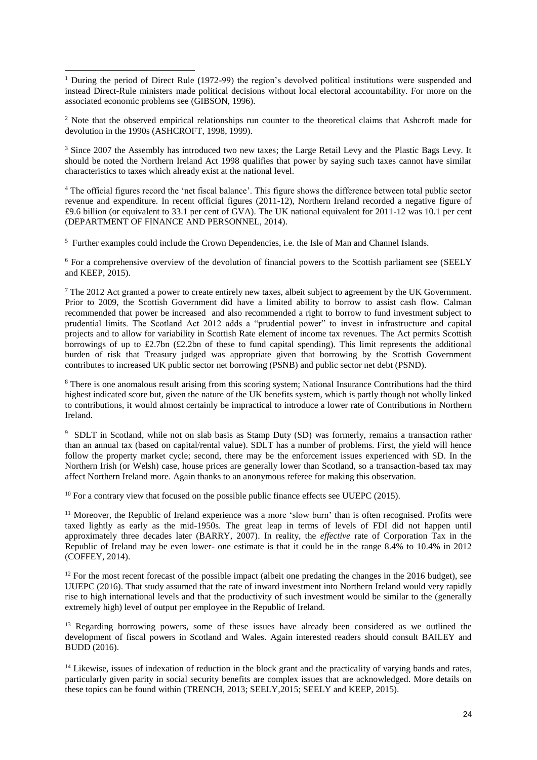[1] During the period of Direct Rule (1972-99) the region's devolved political institutions were suspended and instead Direct-Rule ministers made political decisions without local electoral accountability. For more on the associated economic problems see (GIBSON, 1996).

[2] Note that the observed empirical relationships run counter to the theoretical claims that Ashcroft made for devolution in the 1990s (ASHCROFT, 1998, 1999).

[3] Since 2007 the Assembly has introduced two new taxes; the Large Retail Levy and the Plastic Bags Levy. It should be noted the Northern Ireland Act 1998 qualifies that power by saying such taxes cannot have similar characteristics to taxes which already exist at the national level.

[4] The official figures record the 'net fiscal balance'. This figure shows the difference between total public sector revenue and expenditure. In recent official figures (2011-12), Northern Ireland recorded a negative figure of £9.6 billion (or equivalent to 33.1 per cent of GVA). The UK national equivalent for 2011-12 was 10.1 per cent (DEPARTMENT OF FINANCE AND PERSONNEL, 2014).

[5] Further examples could include the Crown Dependencies, i.e. the Isle of Man and Channel Islands.

[6] For a comprehensive overview of the devolution of financial powers to the Scottish parliament see (SEELY and KEEP, 2015).

[7] The 2012 Act granted a power to create entirely new taxes, albeit subject to agreement by the UK Government. Prior to 2009, the Scottish Government did have a limited ability to borrow to assist cash flow. Calman recommended that power be increased and also recommended a right to borrow to fund investment subject to prudential limits. The Scotland Act 2012 adds a "prudential power" to invest in infrastructure and capital projects and to allow for variability in Scottish Rate element of income tax revenues. The Act permits Scottish borrowings of up to £2.7bn (£2.2bn of these to fund capital spending). This limit represents the additional burden of risk that Treasury judged was appropriate given that borrowing by the Scottish Government contributes to increased UK public sector net borrowing (PSNB) and public sector net debt (PSND).

[8] There is one anomalous result arising from this scoring system; National Insurance Contributions had the third highest indicated score but, given the nature of the UK benefits system, which is partly though not wholly linked to contributions, it would almost certainly be impractical to introduce a lower rate of Contributions in Northern Ireland.

[9] SDLT in Scotland, while not on slab basis as Stamp Duty (SD) was formerly, remains a transaction rather than an annual tax (based on capital/rental value). SDLT has a number of problems. First, the yield will hence follow the property market cycle; second, there may be the enforcement issues experienced with SD. In the Northern Irish (or Welsh) case, house prices are generally lower than Scotland, so a transaction-based tax may affect Northern Ireland more. Again thanks to an anonymous referee for making this observation.

[10] For a contrary view that focused on the possible public finance effects see UUEPC (2015).

[11] Moreover, the Republic of Ireland experience was a more 'slow burn' than is often recognised. Profits were taxed lightly as early as the mid-1950s. The great leap in terms of levels of FDI did not happen until approximately three decades later (BARRY, 2007). In reality, the *effective* rate of Corporation Tax in the Republic of Ireland may be even lower- one estimate is that it could be in the range 8.4% to 10.4% in 2012 (COFFEY, 2014).

[12] For the most recent forecast of the possible impact (albeit one predating the changes in the 2016 budget), see UUEPC (2016). That study assumed that the rate of inward investment into Northern Ireland would very rapidly rise to high international levels and that the productivity of such investment would be similar to the (generally extremely high) level of output per employee in the Republic of Ireland.

[13] Regarding borrowing powers, some of these issues have already been considered as we outlined the development of fiscal powers in Scotland and Wales. Again interested readers should consult BAILEY and BUDD (2016).

[14] Likewise, issues of indexation of reduction in the block grant and the practicality of varying bands and rates, particularly given parity in social security benefits are complex issues that are acknowledged. More details on these topics can be found within (TRENCH, 2013; SEELY,2015; SEELY and KEEP, 2015).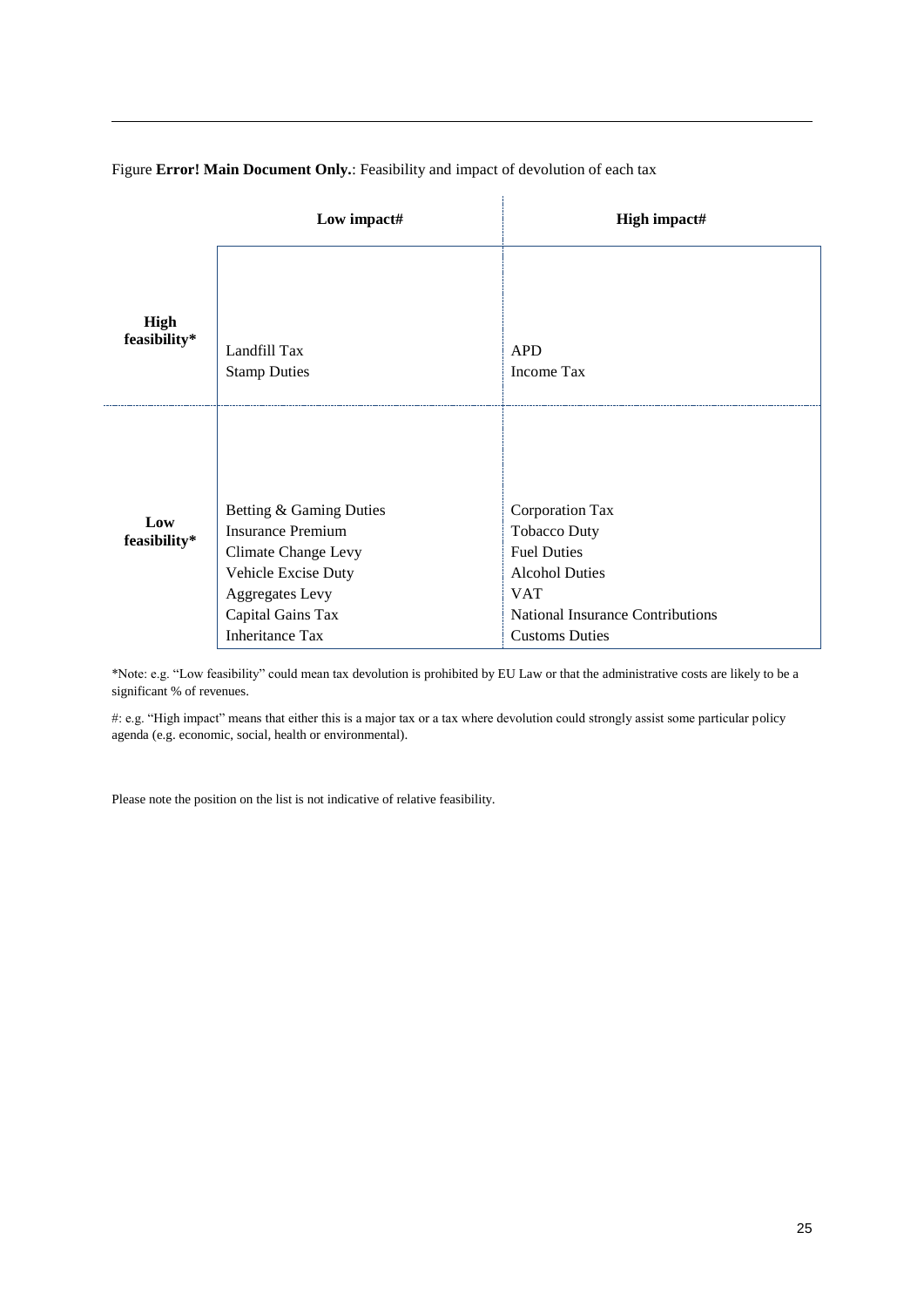Figure **Error! Main Document Only.**: Feasibility and impact of devolution of each tax

| | Low impact# | High impact# |
|---|---|---|
| **High feasibility*** | Landfill Tax<br>Stamp Duties | APD<br>Income Tax |
| **Low feasibility*** | Betting & Gaming Duties<br>Insurance Premium<br>Climate Change Levy<br>Vehicle Excise Duty<br>Aggregates Levy<br>Capital Gains Tax<br>Inheritance Tax | Corporation Tax<br>Tobacco Duty<br>Fuel Duties<br>Alcohol Duties<br>VAT<br>National Insurance Contributions<br>Customs Duties |

*Note: e.g. "Low feasibility" could mean tax devolution is prohibited by EU Law or that the administrative costs are likely to be a significant % of revenues.

#: e.g. "High impact" means that either this is a major tax or a tax where devolution could strongly assist some particular policy agenda (e.g. economic, social, health or environmental).

Please note the position on the list is not indicative of relative feasibility.